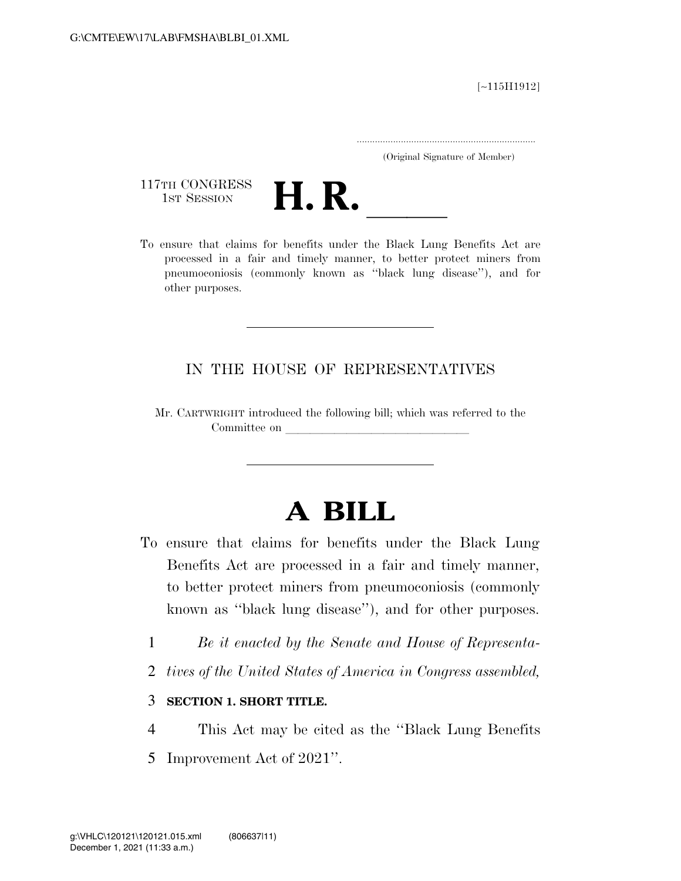[~115H1912]

(Original Signature of Member)

117TH CONGRESS
1ST SESSION

# H. R. \_\_\_\_\_

To ensure that claims for benefits under the Black Lung Benefits Act are processed in a fair and timely manner, to better protect miners from pneumoconiosis (commonly known as ''black lung disease''), and for other purposes.

IN THE HOUSE OF REPRESENTATIVES

Mr. CARTWRIGHT introduced the following bill; which was referred to the Committee on \_\_\_\_\_\_\_\_\_\_\_\_\_\_\_\_\_\_\_\_\_\_\_\_\_\_\_\_\_\_

# A BILL

To ensure that claims for benefits under the Black Lung Benefits Act are processed in a fair and timely manner, to better protect miners from pneumoconiosis (commonly known as ''black lung disease''), and for other purposes.

1 *Be it enacted by the Senate and House of Representa-*
2 *tives of the United States of America in Congress assembled,*

3 **SECTION 1. SHORT TITLE.**

4 This Act may be cited as the ''Black Lung Benefits
5 Improvement Act of 2021''.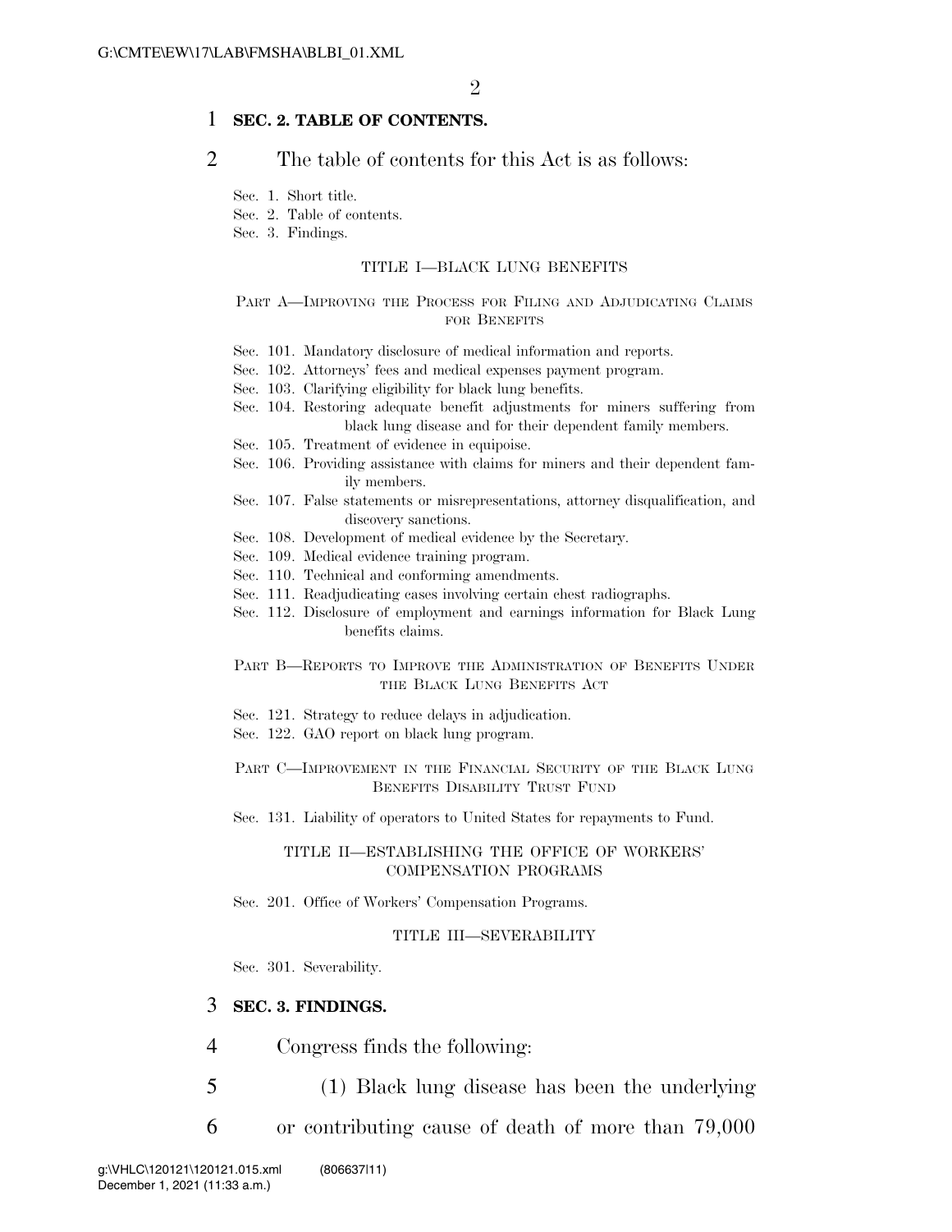**SEC. 2. TABLE OF CONTENTS.**

The table of contents for this Act is as follows:

Sec. 1. Short title.
Sec. 2. Table of contents.
Sec. 3. Findings.

TITLE I—BLACK LUNG BENEFITS

PART A—IMPROVING THE PROCESS FOR FILING AND ADJUDICATING CLAIMS FOR BENEFITS

Sec. 101. Mandatory disclosure of medical information and reports.
Sec. 102. Attorneys' fees and medical expenses payment program.
Sec. 103. Clarifying eligibility for black lung benefits.
Sec. 104. Restoring adequate benefit adjustments for miners suffering from black lung disease and for their dependent family members.
Sec. 105. Treatment of evidence in equipoise.
Sec. 106. Providing assistance with claims for miners and their dependent family members.
Sec. 107. False statements or misrepresentations, attorney disqualification, and discovery sanctions.
Sec. 108. Development of medical evidence by the Secretary.
Sec. 109. Medical evidence training program.
Sec. 110. Technical and conforming amendments.
Sec. 111. Readjudicating cases involving certain chest radiographs.
Sec. 112. Disclosure of employment and earnings information for Black Lung benefits claims.

PART B—REPORTS TO IMPROVE THE ADMINISTRATION OF BENEFITS UNDER THE BLACK LUNG BENEFITS ACT

Sec. 121. Strategy to reduce delays in adjudication.
Sec. 122. GAO report on black lung program.

PART C—IMPROVEMENT IN THE FINANCIAL SECURITY OF THE BLACK LUNG BENEFITS DISABILITY TRUST FUND

Sec. 131. Liability of operators to United States for repayments to Fund.

TITLE II—ESTABLISHING THE OFFICE OF WORKERS' COMPENSATION PROGRAMS

Sec. 201. Office of Workers' Compensation Programs.

TITLE III—SEVERABILITY

Sec. 301. Severability.

**SEC. 3. FINDINGS.**

Congress finds the following:

(1) Black lung disease has been the underlying or contributing cause of death of more than 79,000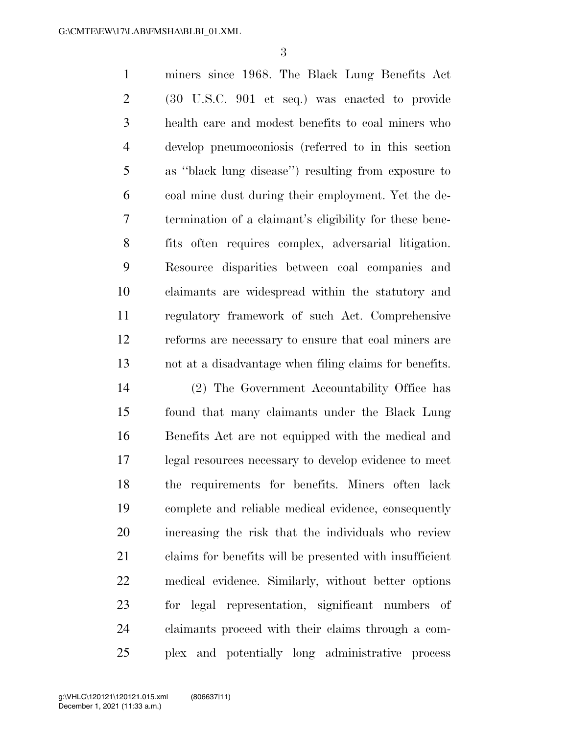miners since 1968. The Black Lung Benefits Act (30 U.S.C. 901 et seq.) was enacted to provide health care and modest benefits to coal miners who develop pneumoconiosis (referred to in this section as ''black lung disease'') resulting from exposure to coal mine dust during their employment. Yet the determination of a claimant's eligibility for these benefits often requires complex, adversarial litigation. Resource disparities between coal companies and claimants are widespread within the statutory and regulatory framework of such Act. Comprehensive reforms are necessary to ensure that coal miners are not at a disadvantage when filing claims for benefits.

(2) The Government Accountability Office has found that many claimants under the Black Lung Benefits Act are not equipped with the medical and legal resources necessary to develop evidence to meet the requirements for benefits. Miners often lack complete and reliable medical evidence, consequently increasing the risk that the individuals who review claims for benefits will be presented with insufficient medical evidence. Similarly, without better options for legal representation, significant numbers of claimants proceed with their claims through a complex and potentially long administrative process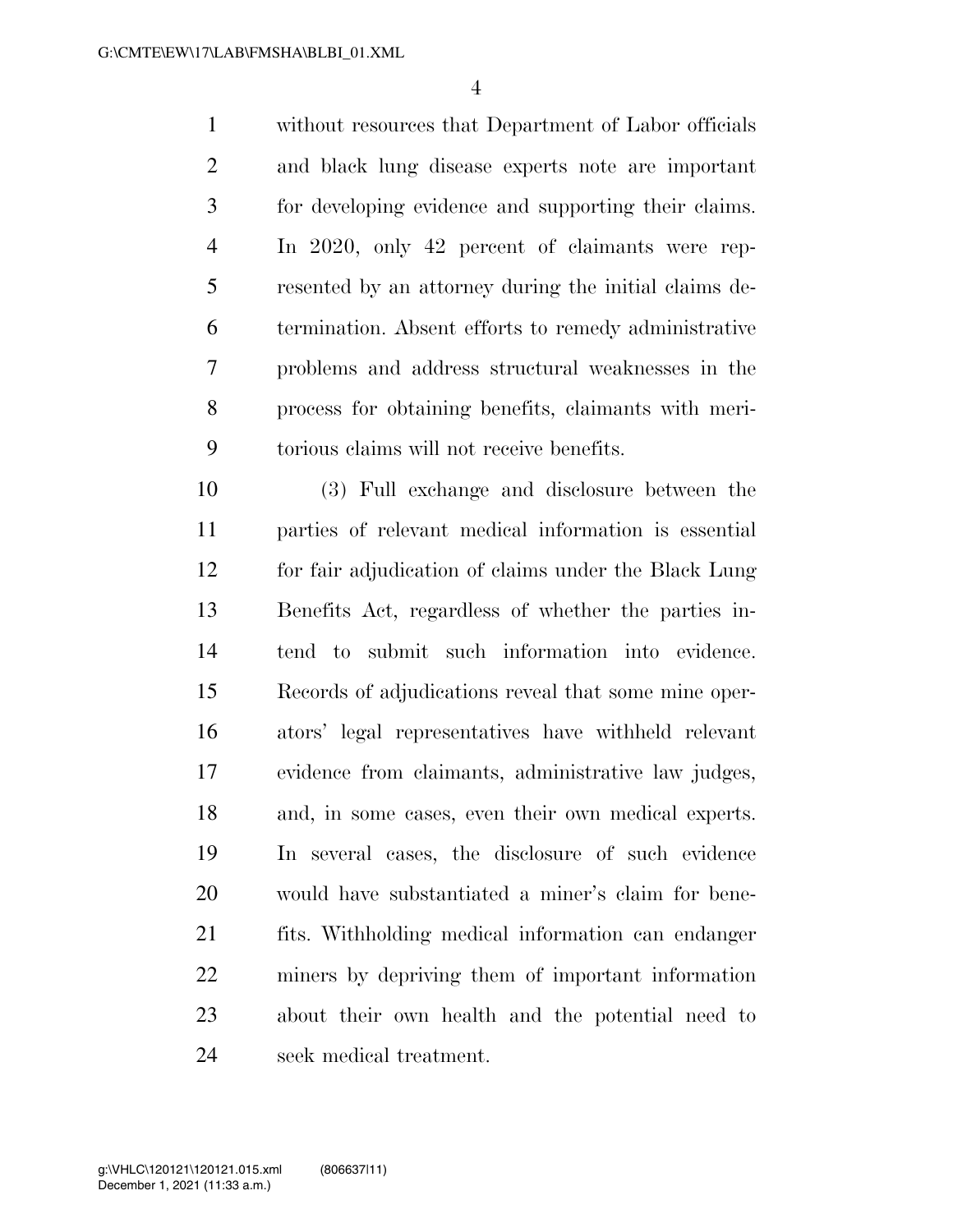without resources that Department of Labor officials and black lung disease experts note are important for developing evidence and supporting their claims. In 2020, only 42 percent of claimants were represented by an attorney during the initial claims determination. Absent efforts to remedy administrative problems and address structural weaknesses in the process for obtaining benefits, claimants with meritorious claims will not receive benefits.

(3) Full exchange and disclosure between the parties of relevant medical information is essential for fair adjudication of claims under the Black Lung Benefits Act, regardless of whether the parties intend to submit such information into evidence. Records of adjudications reveal that some mine operators' legal representatives have withheld relevant evidence from claimants, administrative law judges, and, in some cases, even their own medical experts. In several cases, the disclosure of such evidence would have substantiated a miner's claim for benefits. Withholding medical information can endanger miners by depriving them of important information about their own health and the potential need to seek medical treatment.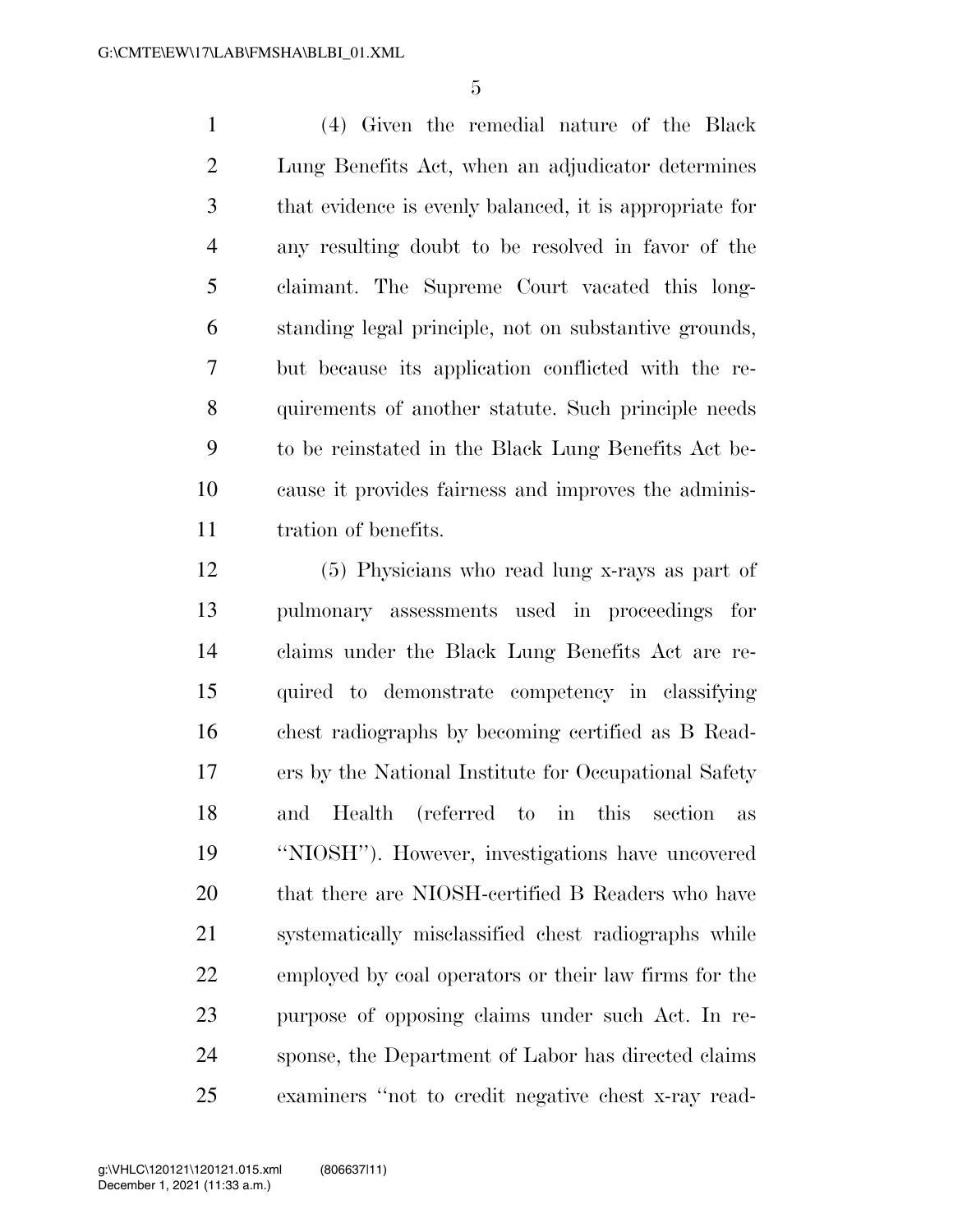(4) Given the remedial nature of the Black Lung Benefits Act, when an adjudicator determines that evidence is evenly balanced, it is appropriate for any resulting doubt to be resolved in favor of the claimant. The Supreme Court vacated this long-standing legal principle, not on substantive grounds, but because its application conflicted with the requirements of another statute. Such principle needs to be reinstated in the Black Lung Benefits Act because it provides fairness and improves the administration of benefits.

(5) Physicians who read lung x-rays as part of pulmonary assessments used in proceedings for claims under the Black Lung Benefits Act are required to demonstrate competency in classifying chest radiographs by becoming certified as B Readers by the National Institute for Occupational Safety and Health (referred to in this section as "NIOSH"). However, investigations have uncovered that there are NIOSH-certified B Readers who have systematically misclassified chest radiographs while employed by coal operators or their law firms for the purpose of opposing claims under such Act. In response, the Department of Labor has directed claims examiners "not to credit negative chest x-ray read-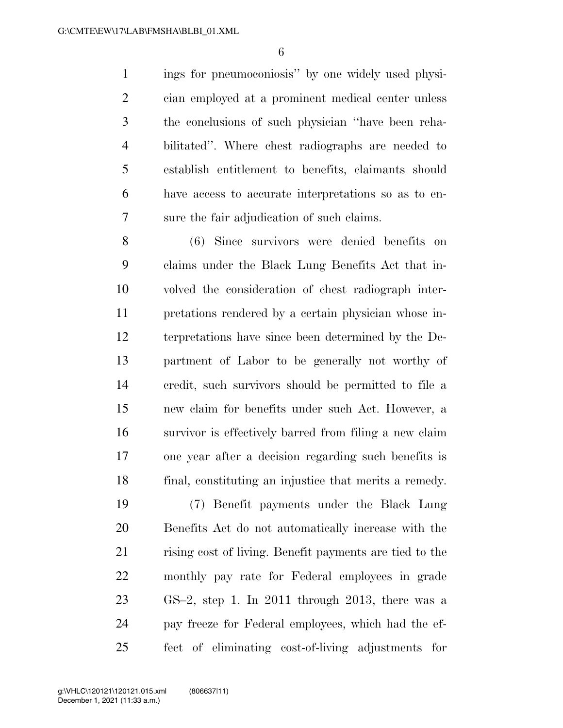ings for pneumoconiosis'' by one widely used physician employed at a prominent medical center unless the conclusions of such physician ''have been rehabilitated''. Where chest radiographs are needed to establish entitlement to benefits, claimants should have access to accurate interpretations so as to ensure the fair adjudication of such claims.

(6) Since survivors were denied benefits on claims under the Black Lung Benefits Act that involved the consideration of chest radiograph interpretations rendered by a certain physician whose interpretations have since been determined by the Department of Labor to be generally not worthy of credit, such survivors should be permitted to file a new claim for benefits under such Act. However, a survivor is effectively barred from filing a new claim one year after a decision regarding such benefits is final, constituting an injustice that merits a remedy.

(7) Benefit payments under the Black Lung Benefits Act do not automatically increase with the rising cost of living. Benefit payments are tied to the monthly pay rate for Federal employees in grade GS–2, step 1. In 2011 through 2013, there was a pay freeze for Federal employees, which had the effect of eliminating cost-of-living adjustments for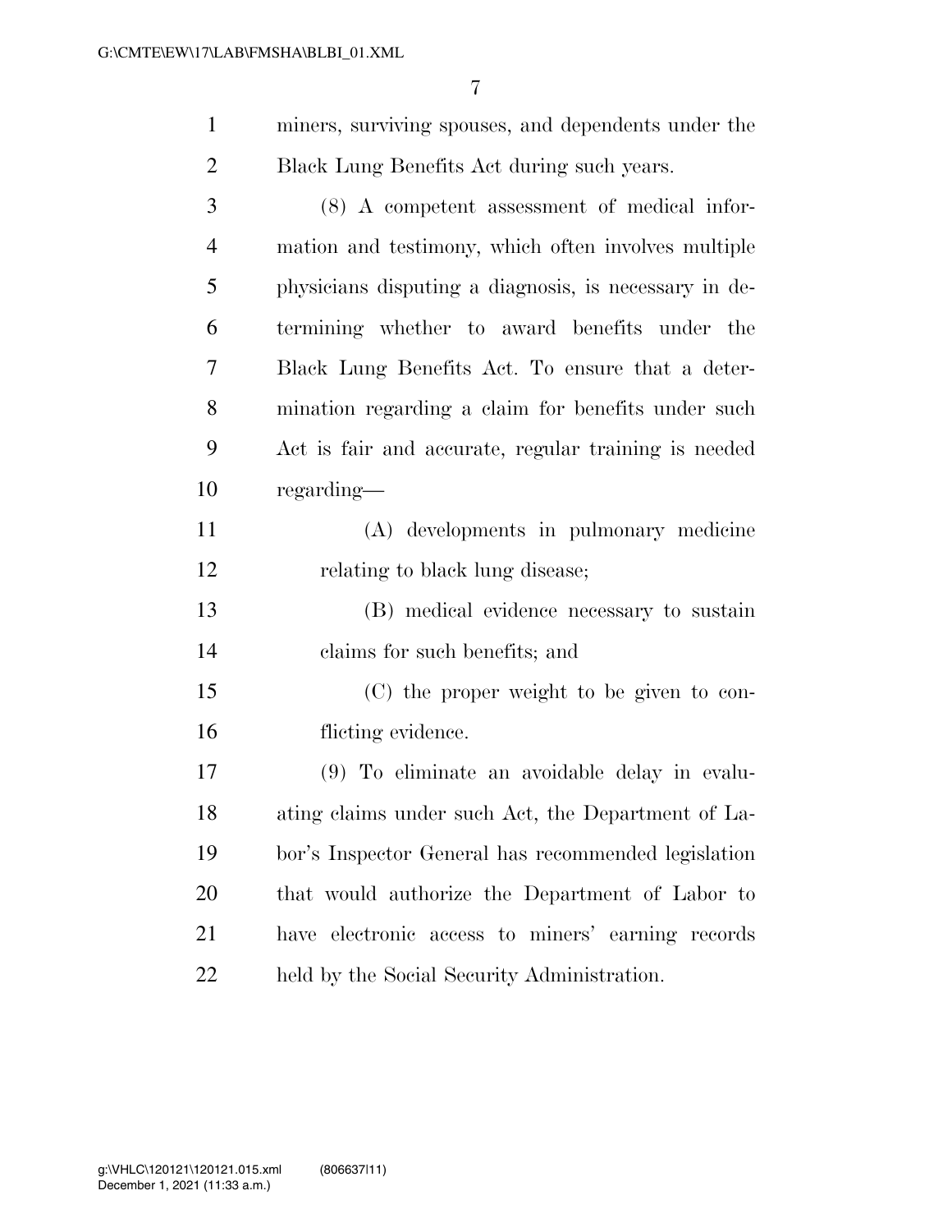miners, surviving spouses, and dependents under the Black Lung Benefits Act during such years.

(8) A competent assessment of medical information and testimony, which often involves multiple physicians disputing a diagnosis, is necessary in determining whether to award benefits under the Black Lung Benefits Act. To ensure that a determination regarding a claim for benefits under such Act is fair and accurate, regular training is needed regarding—

(A) developments in pulmonary medicine relating to black lung disease;

(B) medical evidence necessary to sustain claims for such benefits; and

(C) the proper weight to be given to conflicting evidence.

(9) To eliminate an avoidable delay in evaluating claims under such Act, the Department of Labor's Inspector General has recommended legislation that would authorize the Department of Labor to have electronic access to miners' earning records held by the Social Security Administration.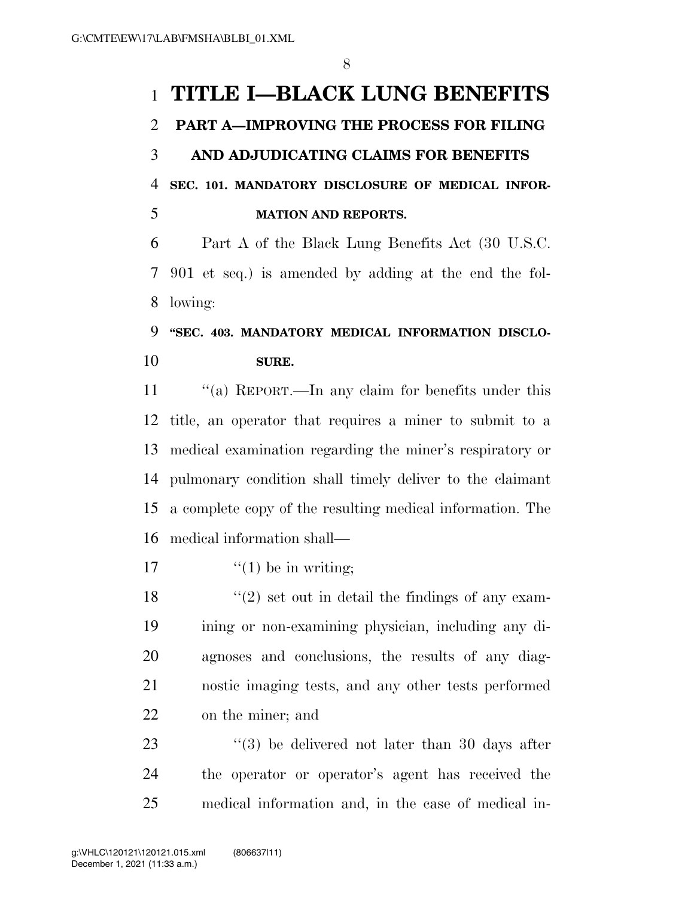# TITLE I—BLACK LUNG BENEFITS

## PART A—IMPROVING THE PROCESS FOR FILING AND ADJUDICATING CLAIMS FOR BENEFITS

### SEC. 101. MANDATORY DISCLOSURE OF MEDICAL INFORMATION AND REPORTS.

Part A of the Black Lung Benefits Act (30 U.S.C. 901 et seq.) is amended by adding at the end the following:

### "SEC. 403. MANDATORY MEDICAL INFORMATION DISCLOSURE.

"(a) REPORT.—In any claim for benefits under this title, an operator that requires a miner to submit to a medical examination regarding the miner's respiratory or pulmonary condition shall timely deliver to the claimant a complete copy of the resulting medical information. The medical information shall—

"(1) be in writing;

"(2) set out in detail the findings of any examining or non-examining physician, including any diagnoses and conclusions, the results of any diagnostic imaging tests, and any other tests performed on the miner; and

"(3) be delivered not later than 30 days after the operator or operator's agent has received the medical information and, in the case of medical in-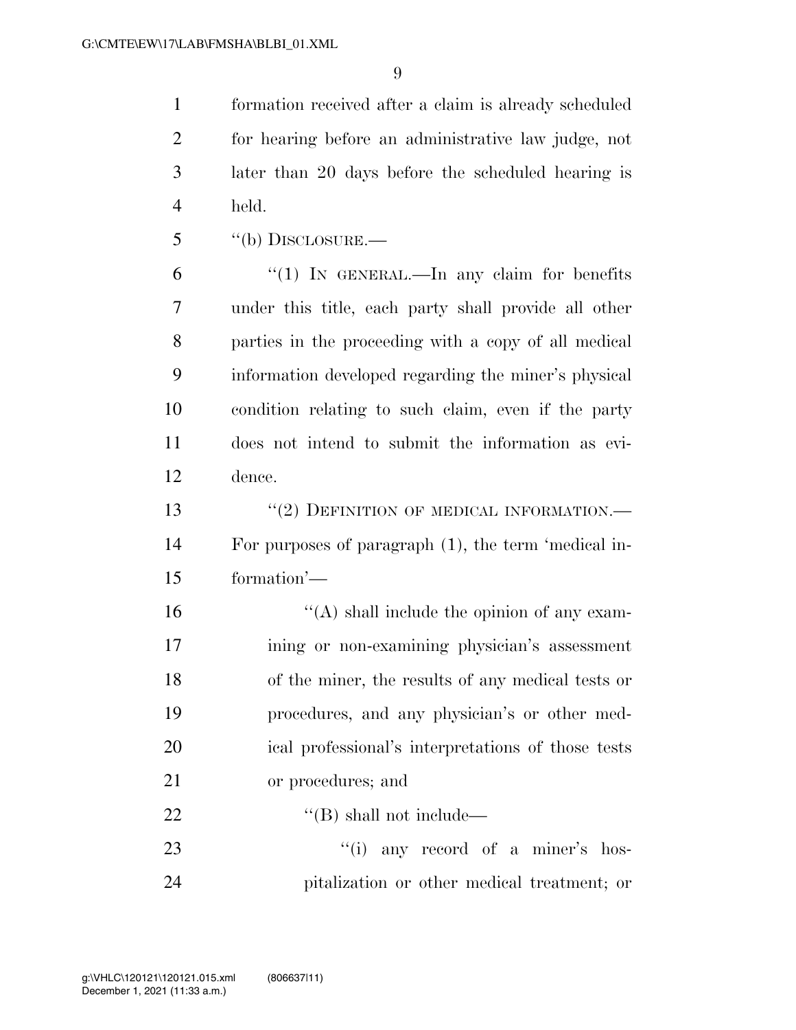formation received after a claim is already scheduled for hearing before an administrative law judge, not later than 20 days before the scheduled hearing is held.

"(b) DISCLOSURE.—

"(1) IN GENERAL.—In any claim for benefits under this title, each party shall provide all other parties in the proceeding with a copy of all medical information developed regarding the miner's physical condition relating to such claim, even if the party does not intend to submit the information as evidence.

"(2) DEFINITION OF MEDICAL INFORMATION.—For purposes of paragraph (1), the term 'medical information'—

"(A) shall include the opinion of any examining or non-examining physician's assessment of the miner, the results of any medical tests or procedures, and any physician's or other medical professional's interpretations of those tests or procedures; and

"(B) shall not include—

"(i) any record of a miner's hospitalization or other medical treatment; or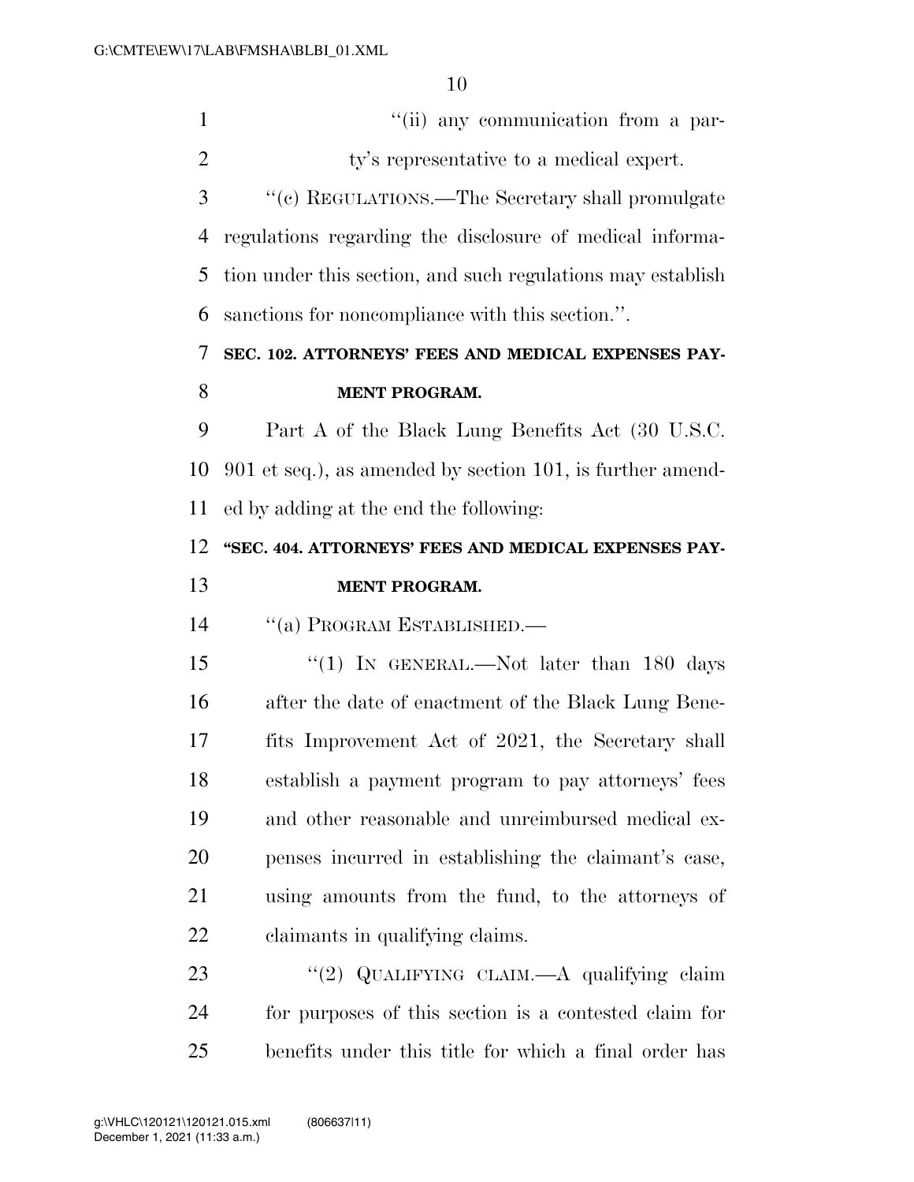''(ii) any communication from a party's representative to a medical expert.

''(c) REGULATIONS.—The Secretary shall promulgate regulations regarding the disclosure of medical information under this section, and such regulations may establish sanctions for noncompliance with this section.''.

**SEC. 102. ATTORNEYS' FEES AND MEDICAL EXPENSES PAYMENT PROGRAM.**

Part A of the Black Lung Benefits Act (30 U.S.C. 901 et seq.), as amended by section 101, is further amended by adding at the end the following:

**''SEC. 404. ATTORNEYS' FEES AND MEDICAL EXPENSES PAYMENT PROGRAM.**

''(a) PROGRAM ESTABLISHED.—

''(1) IN GENERAL.—Not later than 180 days after the date of enactment of the Black Lung Benefits Improvement Act of 2021, the Secretary shall establish a payment program to pay attorneys' fees and other reasonable and unreimbursed medical expenses incurred in establishing the claimant's case, using amounts from the fund, to the attorneys of claimants in qualifying claims.

''(2) QUALIFYING CLAIM.—A qualifying claim for purposes of this section is a contested claim for benefits under this title for which a final order has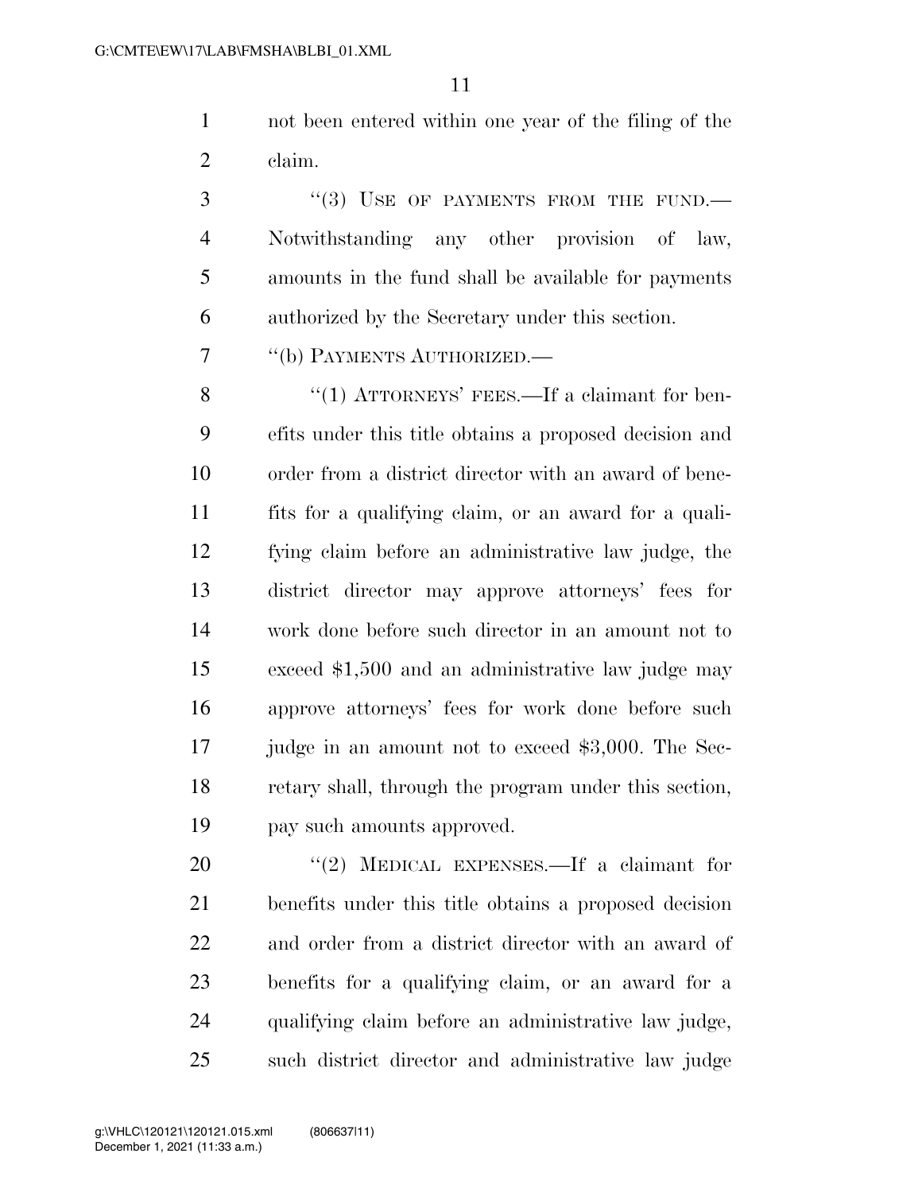not been entered within one year of the filing of the claim.

"(3) USE OF PAYMENTS FROM THE FUND.—Notwithstanding any other provision of law, amounts in the fund shall be available for payments authorized by the Secretary under this section.

"(b) PAYMENTS AUTHORIZED.—

"(1) ATTORNEYS' FEES.—If a claimant for benefits under this title obtains a proposed decision and order from a district director with an award of benefits for a qualifying claim, or an award for a qualifying claim before an administrative law judge, the district director may approve attorneys' fees for work done before such director in an amount not to exceed $1,500 and an administrative law judge may approve attorneys' fees for work done before such judge in an amount not to exceed $3,000. The Secretary shall, through the program under this section, pay such amounts approved.

"(2) MEDICAL EXPENSES.—If a claimant for benefits under this title obtains a proposed decision and order from a district director with an award of benefits for a qualifying claim, or an award for a qualifying claim before an administrative law judge, such district director and administrative law judge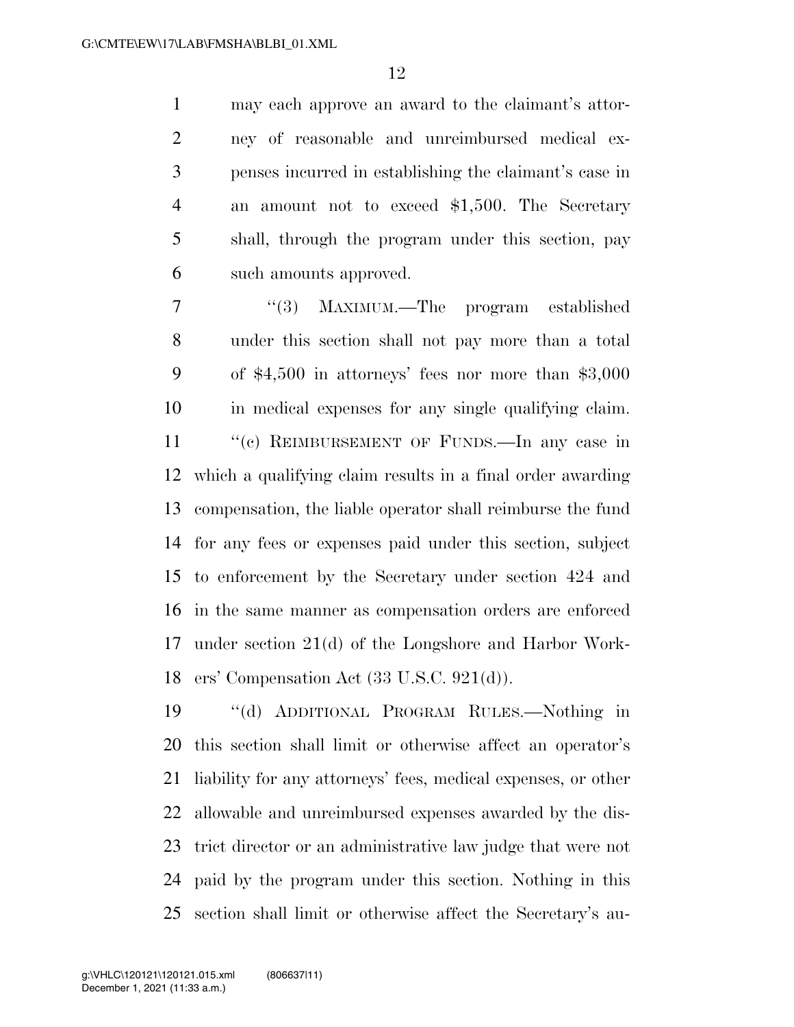may each approve an award to the claimant's attorney of reasonable and unreimbursed medical expenses incurred in establishing the claimant's case in an amount not to exceed $1,500. The Secretary shall, through the program under this section, pay such amounts approved.

"(3) MAXIMUM.—The program established under this section shall not pay more than a total of $4,500 in attorneys' fees nor more than $3,000 in medical expenses for any single qualifying claim.

"(c) REIMBURSEMENT OF FUNDS.—In any case in which a qualifying claim results in a final order awarding compensation, the liable operator shall reimburse the fund for any fees or expenses paid under this section, subject to enforcement by the Secretary under section 424 and in the same manner as compensation orders are enforced under section 21(d) of the Longshore and Harbor Workers' Compensation Act (33 U.S.C. 921(d)).

"(d) ADDITIONAL PROGRAM RULES.—Nothing in this section shall limit or otherwise affect an operator's liability for any attorneys' fees, medical expenses, or other allowable and unreimbursed expenses awarded by the district director or an administrative law judge that were not paid by the program under this section. Nothing in this section shall limit or otherwise affect the Secretary's au-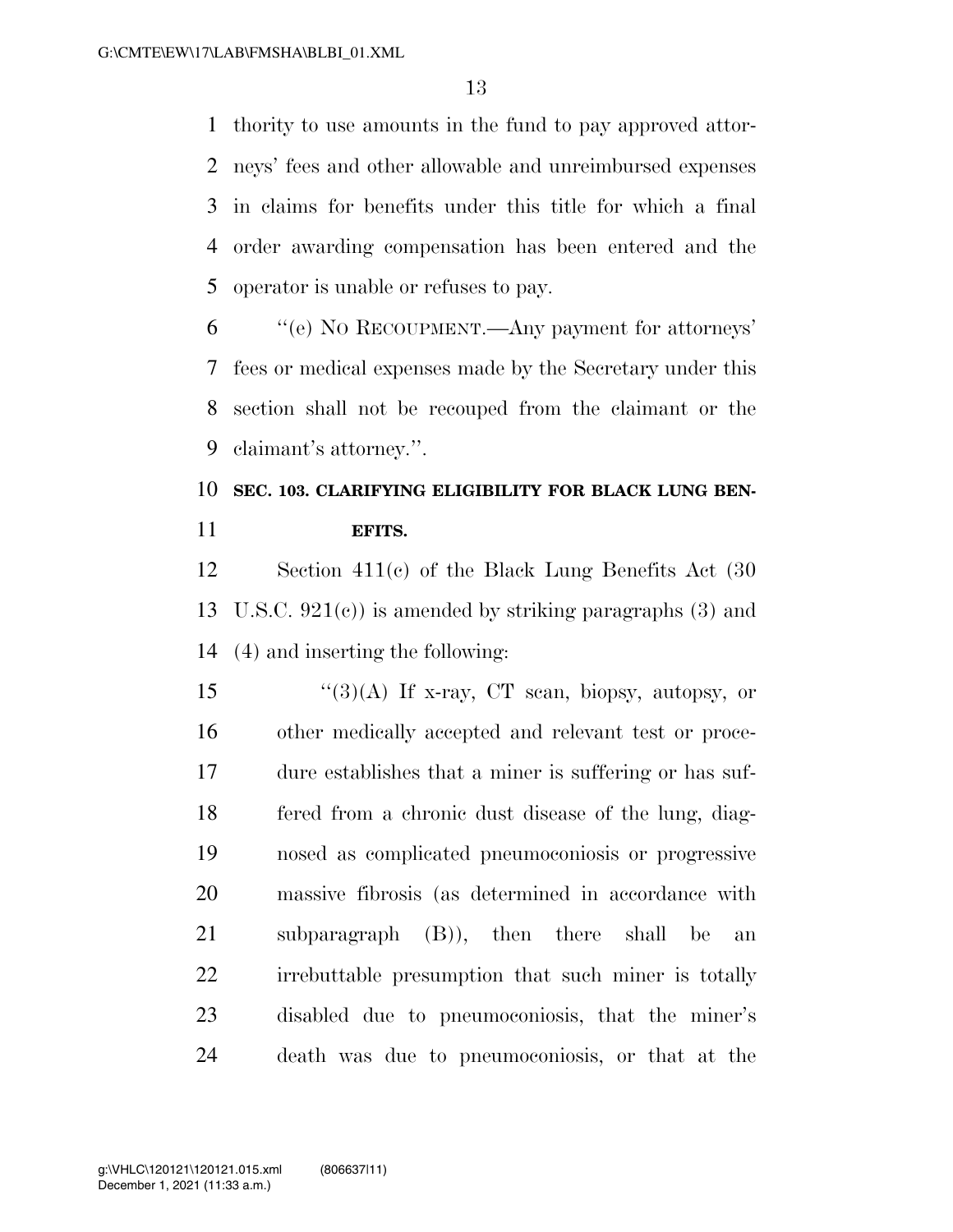thority to use amounts in the fund to pay approved attorneys' fees and other allowable and unreimbursed expenses in claims for benefits under this title for which a final order awarding compensation has been entered and the operator is unable or refuses to pay.

"(e) NO RECOUPMENT.—Any payment for attorneys' fees or medical expenses made by the Secretary under this section shall not be recouped from the claimant or the claimant's attorney.".

**SEC. 103. CLARIFYING ELIGIBILITY FOR BLACK LUNG BENEFITS.**

Section 411(c) of the Black Lung Benefits Act (30 U.S.C. 921(c)) is amended by striking paragraphs (3) and (4) and inserting the following:

"(3)(A) If x-ray, CT scan, biopsy, autopsy, or other medically accepted and relevant test or procedure establishes that a miner is suffering or has suffered from a chronic dust disease of the lung, diagnosed as complicated pneumoconiosis or progressive massive fibrosis (as determined in accordance with subparagraph (B)), then there shall be an irrebuttable presumption that such miner is totally disabled due to pneumoconiosis, that the miner's death was due to pneumoconiosis, or that at the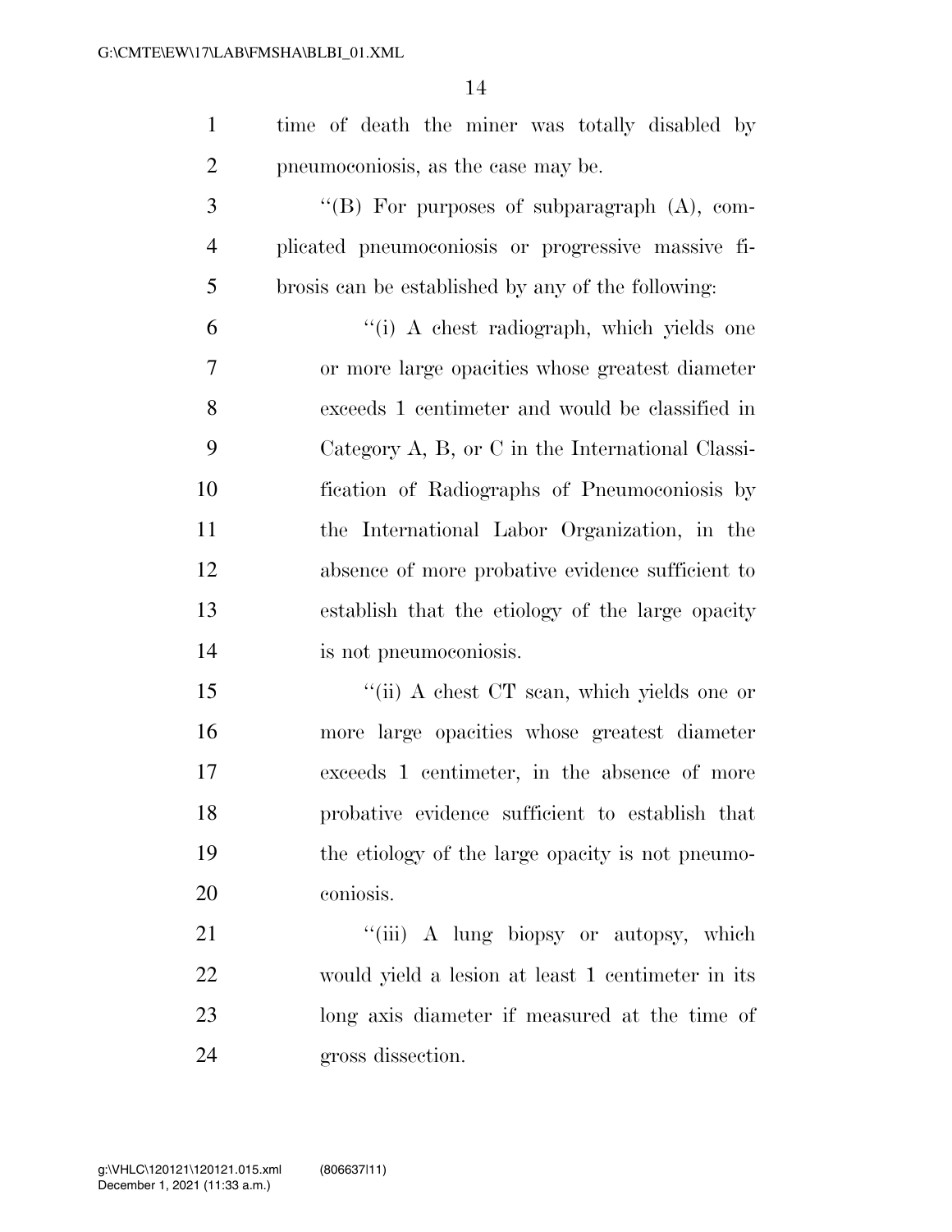time of death the miner was totally disabled by pneumoconiosis, as the case may be.

"(B) For purposes of subparagraph (A), complicated pneumoconiosis or progressive massive fibrosis can be established by any of the following:

"(i) A chest radiograph, which yields one or more large opacities whose greatest diameter exceeds 1 centimeter and would be classified in Category A, B, or C in the International Classification of Radiographs of Pneumoconiosis by the International Labor Organization, in the absence of more probative evidence sufficient to establish that the etiology of the large opacity is not pneumoconiosis.

"(ii) A chest CT scan, which yields one or more large opacities whose greatest diameter exceeds 1 centimeter, in the absence of more probative evidence sufficient to establish that the etiology of the large opacity is not pneumoconiosis.

"(iii) A lung biopsy or autopsy, which would yield a lesion at least 1 centimeter in its long axis diameter if measured at the time of gross dissection.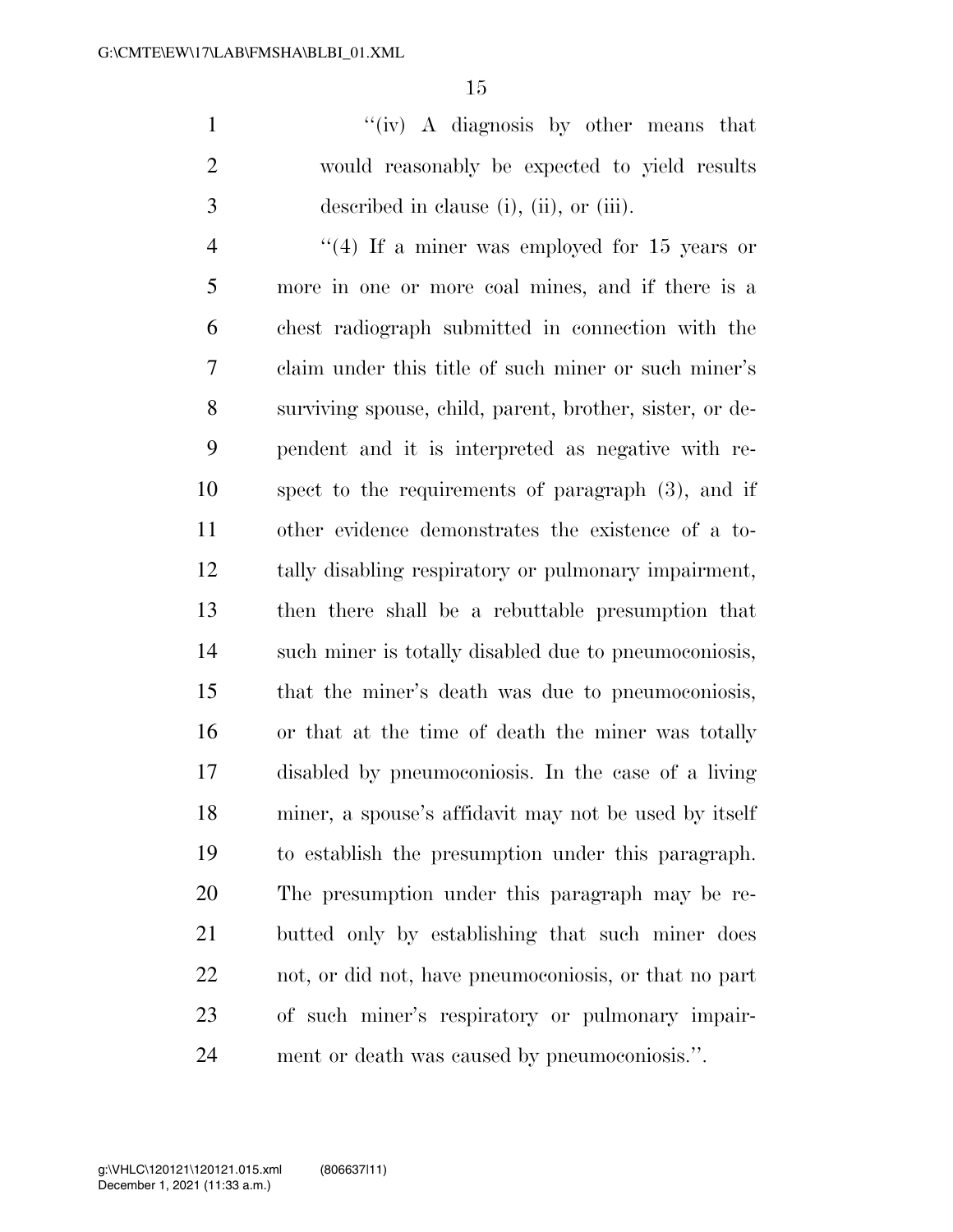"(iv) A diagnosis by other means that would reasonably be expected to yield results described in clause (i), (ii), or (iii).

"(4) If a miner was employed for 15 years or more in one or more coal mines, and if there is a chest radiograph submitted in connection with the claim under this title of such miner or such miner's surviving spouse, child, parent, brother, sister, or dependent and it is interpreted as negative with respect to the requirements of paragraph (3), and if other evidence demonstrates the existence of a totally disabling respiratory or pulmonary impairment, then there shall be a rebuttable presumption that such miner is totally disabled due to pneumoconiosis, that the miner's death was due to pneumoconiosis, or that at the time of death the miner was totally disabled by pneumoconiosis. In the case of a living miner, a spouse's affidavit may not be used by itself to establish the presumption under this paragraph. The presumption under this paragraph may be rebutted only by establishing that such miner does not, or did not, have pneumoconiosis, or that no part of such miner's respiratory or pulmonary impairment or death was caused by pneumoconiosis.".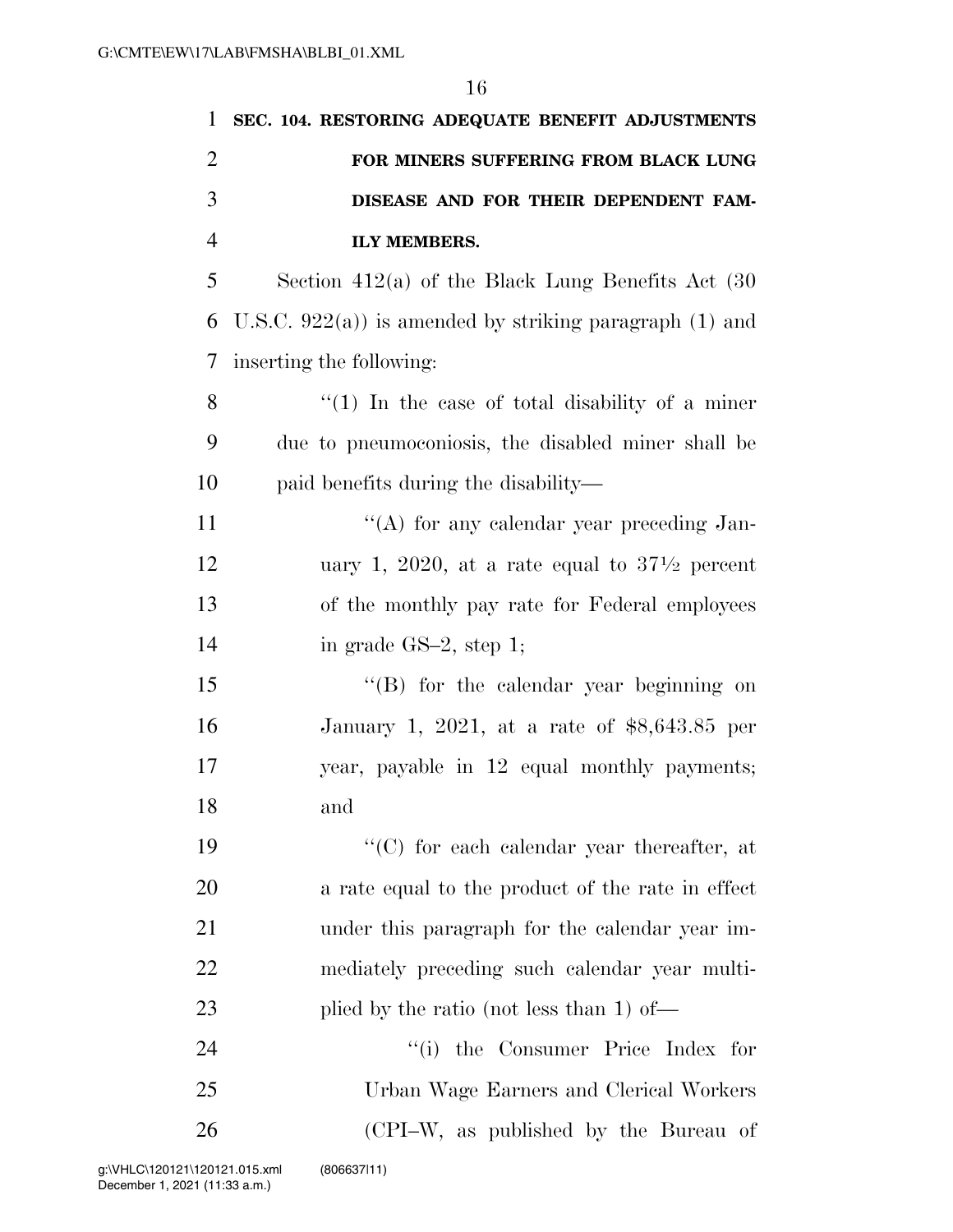**SEC. 104. RESTORING ADEQUATE BENEFIT ADJUSTMENTS FOR MINERS SUFFERING FROM BLACK LUNG DISEASE AND FOR THEIR DEPENDENT FAMILY MEMBERS.**

Section 412(a) of the Black Lung Benefits Act (30 U.S.C. 922(a)) is amended by striking paragraph (1) and inserting the following:

"(1) In the case of total disability of a miner due to pneumoconiosis, the disabled miner shall be paid benefits during the disability—

"(A) for any calendar year preceding January 1, 2020, at a rate equal to 37½ percent of the monthly pay rate for Federal employees in grade GS–2, step 1;

"(B) for the calendar year beginning on January 1, 2021, at a rate of $8,643.85 per year, payable in 12 equal monthly payments; and

"(C) for each calendar year thereafter, at a rate equal to the product of the rate in effect under this paragraph for the calendar year immediately preceding such calendar year multiplied by the ratio (not less than 1) of—

"(i) the Consumer Price Index for Urban Wage Earners and Clerical Workers (CPI–W, as published by the Bureau of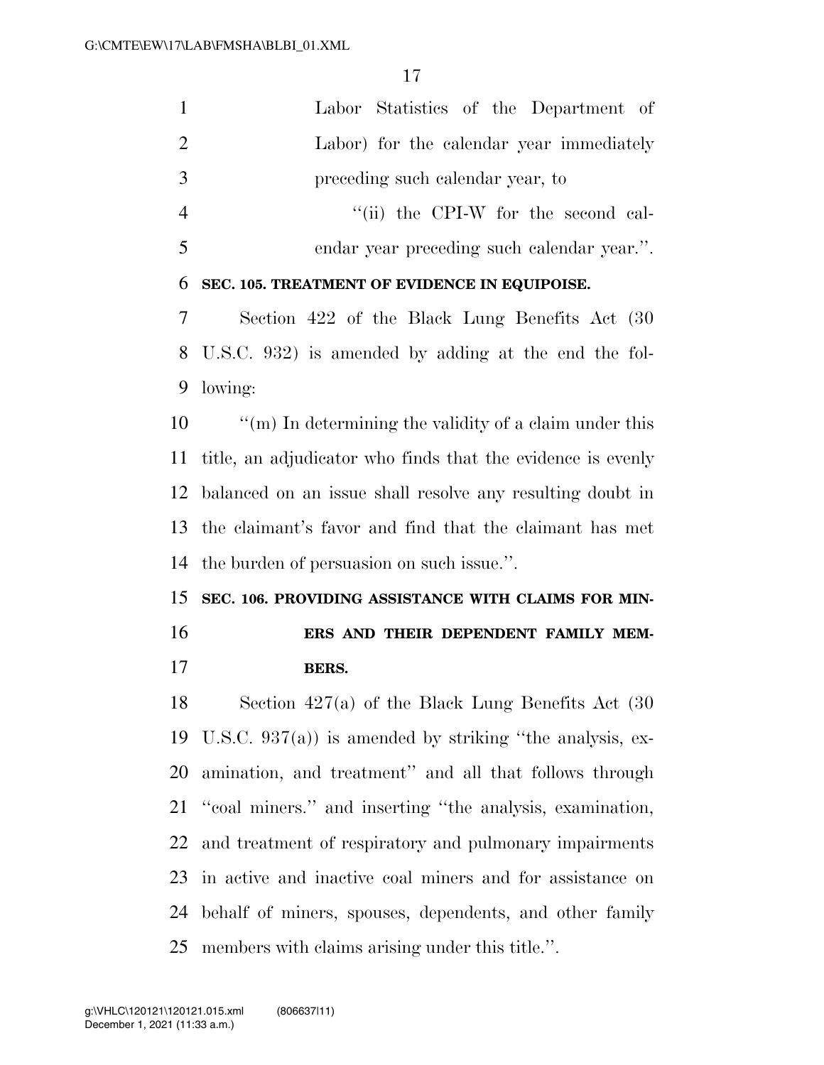Labor Statistics of the Department of Labor) for the calendar year immediately preceding such calendar year, to

''(ii) the CPI-W for the second calendar year preceding such calendar year.''.

**SEC. 105. TREATMENT OF EVIDENCE IN EQUIPOISE.**

Section 422 of the Black Lung Benefits Act (30 U.S.C. 932) is amended by adding at the end the following:

''(m) In determining the validity of a claim under this title, an adjudicator who finds that the evidence is evenly balanced on an issue shall resolve any resulting doubt in the claimant's favor and find that the claimant has met the burden of persuasion on such issue.''.

**SEC. 106. PROVIDING ASSISTANCE WITH CLAIMS FOR MINERS AND THEIR DEPENDENT FAMILY MEMBERS.**

Section 427(a) of the Black Lung Benefits Act (30 U.S.C. 937(a)) is amended by striking ''the analysis, examination, and treatment'' and all that follows through ''coal miners.'' and inserting ''the analysis, examination, and treatment of respiratory and pulmonary impairments in active and inactive coal miners and for assistance on behalf of miners, spouses, dependents, and other family members with claims arising under this title.''.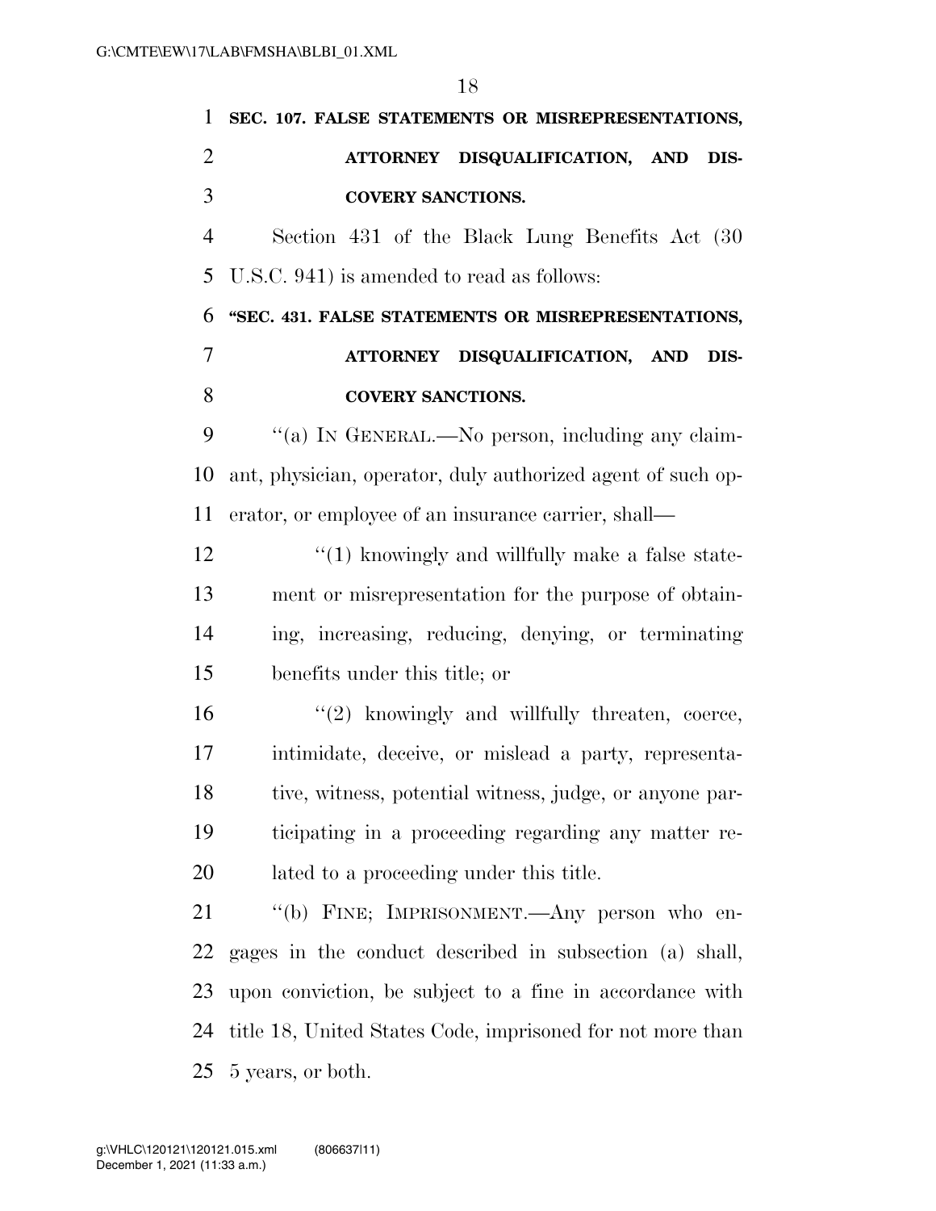**SEC. 107. FALSE STATEMENTS OR MISREPRESENTATIONS, ATTORNEY DISQUALIFICATION, AND DISCOVERY SANCTIONS.**

Section 431 of the Black Lung Benefits Act (30 U.S.C. 941) is amended to read as follows:

**"SEC. 431. FALSE STATEMENTS OR MISREPRESENTATIONS, ATTORNEY DISQUALIFICATION, AND DISCOVERY SANCTIONS.**

"(a) IN GENERAL.—No person, including any claimant, physician, operator, duly authorized agent of such operator, or employee of an insurance carrier, shall—

"(1) knowingly and willfully make a false statement or misrepresentation for the purpose of obtaining, increasing, reducing, denying, or terminating benefits under this title; or

"(2) knowingly and willfully threaten, coerce, intimidate, deceive, or mislead a party, representative, witness, potential witness, judge, or anyone participating in a proceeding regarding any matter related to a proceeding under this title.

"(b) FINE; IMPRISONMENT.—Any person who engages in the conduct described in subsection (a) shall, upon conviction, be subject to a fine in accordance with title 18, United States Code, imprisoned for not more than 5 years, or both.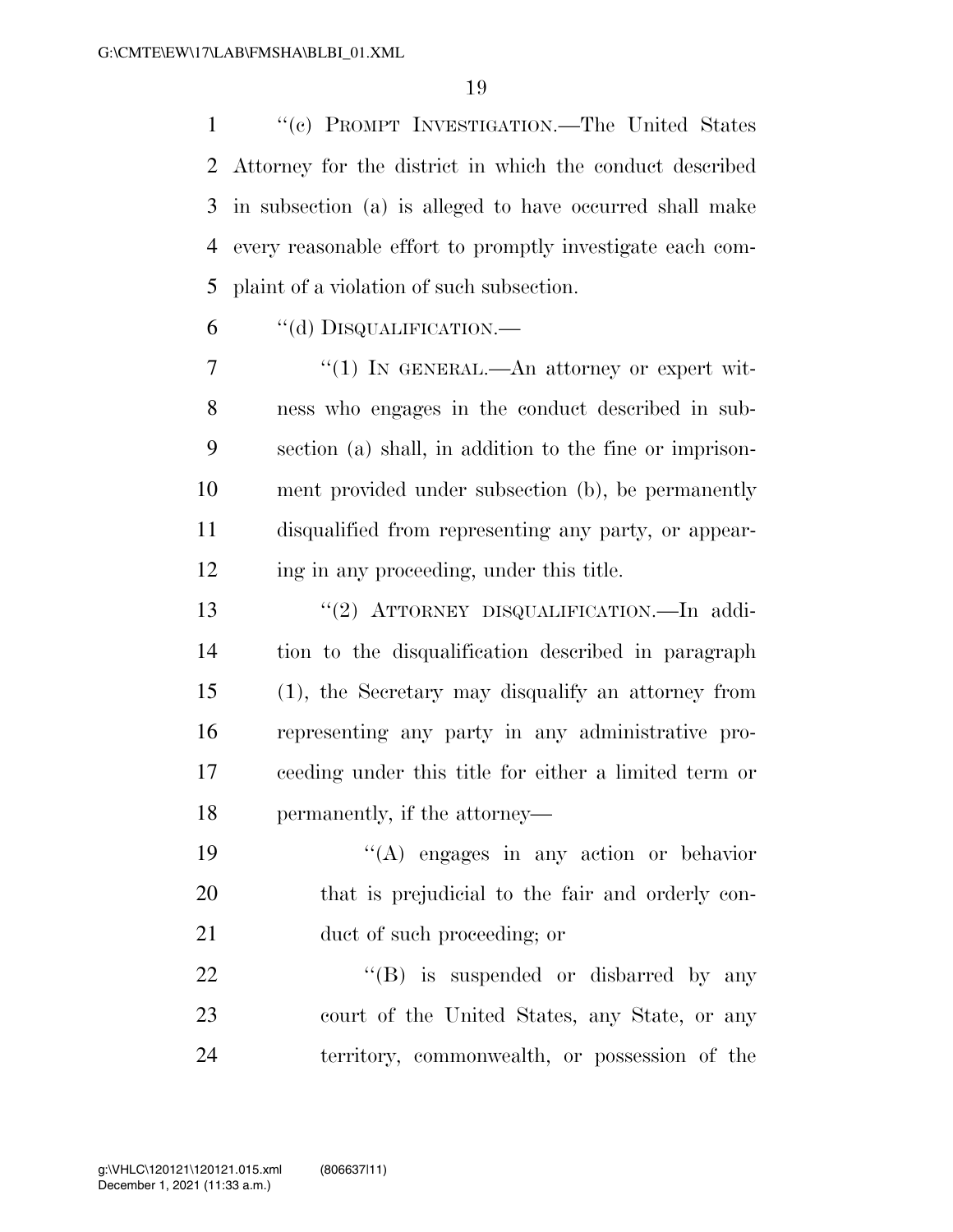"(c) PROMPT INVESTIGATION.—The United States Attorney for the district in which the conduct described in subsection (a) is alleged to have occurred shall make every reasonable effort to promptly investigate each complaint of a violation of such subsection.

"(d) DISQUALIFICATION.—

"(1) IN GENERAL.—An attorney or expert witness who engages in the conduct described in subsection (a) shall, in addition to the fine or imprisonment provided under subsection (b), be permanently disqualified from representing any party, or appearing in any proceeding, under this title.

"(2) ATTORNEY DISQUALIFICATION.—In addition to the disqualification described in paragraph (1), the Secretary may disqualify an attorney from representing any party in any administrative proceeding under this title for either a limited term or permanently, if the attorney—

"(A) engages in any action or behavior that is prejudicial to the fair and orderly conduct of such proceeding; or

"(B) is suspended or disbarred by any court of the United States, any State, or any territory, commonwealth, or possession of the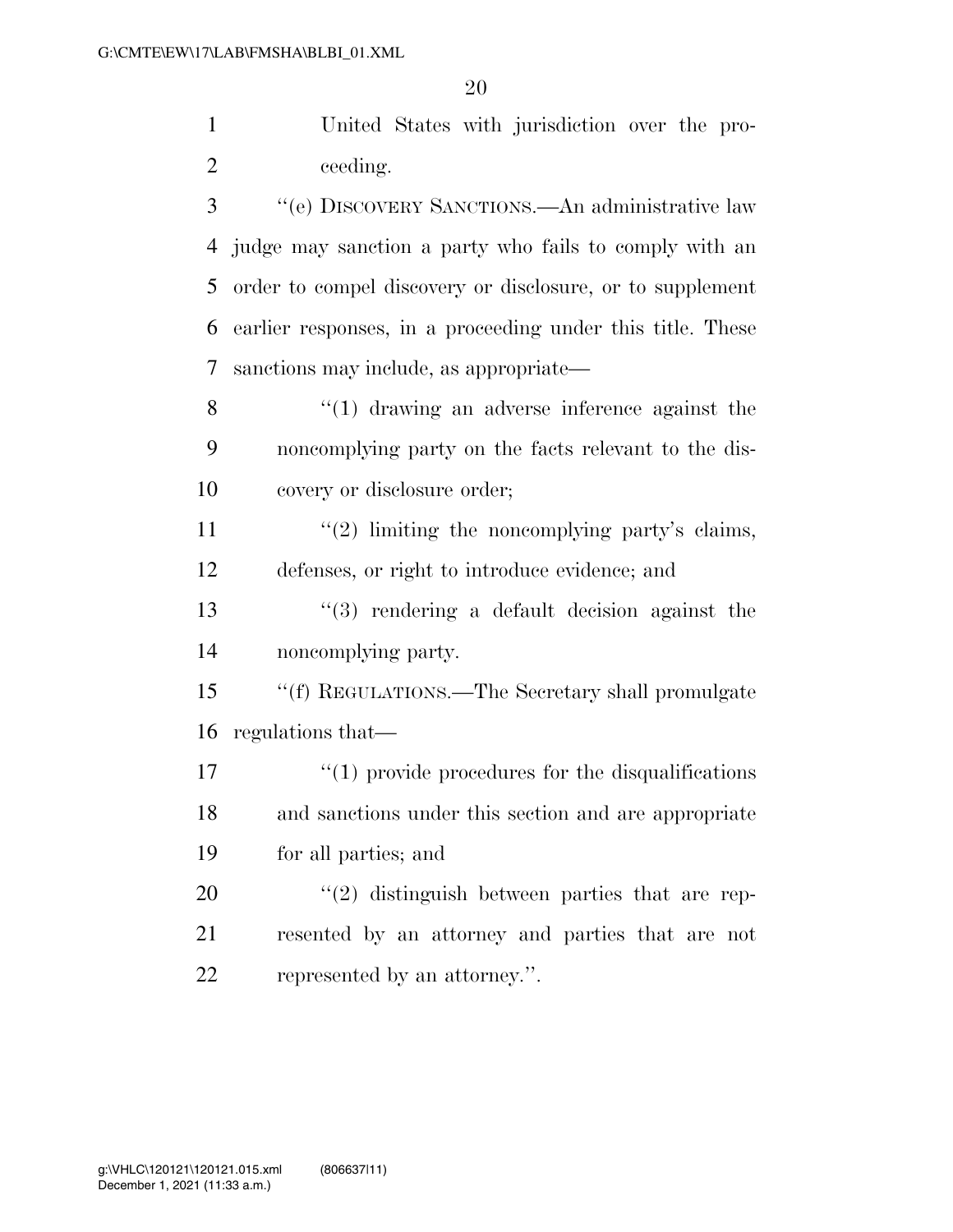United States with jurisdiction over the proceeding.

''(e) DISCOVERY SANCTIONS.—An administrative law judge may sanction a party who fails to comply with an order to compel discovery or disclosure, or to supplement earlier responses, in a proceeding under this title. These sanctions may include, as appropriate—

''(1) drawing an adverse inference against the noncomplying party on the facts relevant to the discovery or disclosure order;

''(2) limiting the noncomplying party's claims, defenses, or right to introduce evidence; and

''(3) rendering a default decision against the noncomplying party.

''(f) REGULATIONS.—The Secretary shall promulgate regulations that—

''(1) provide procedures for the disqualifications and sanctions under this section and are appropriate for all parties; and

''(2) distinguish between parties that are represented by an attorney and parties that are not represented by an attorney.''.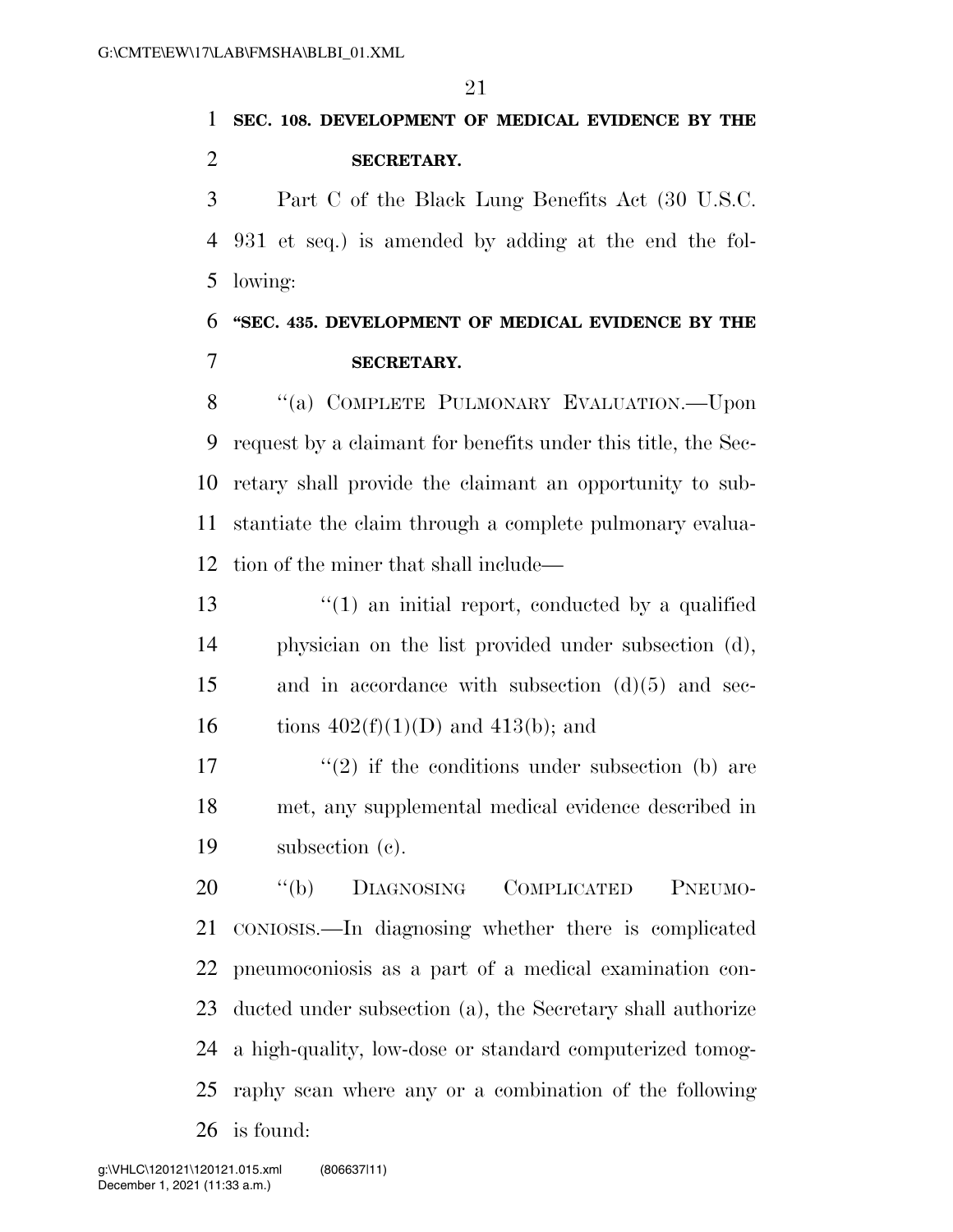**SEC. 108. DEVELOPMENT OF MEDICAL EVIDENCE BY THE SECRETARY.**

Part C of the Black Lung Benefits Act (30 U.S.C. 931 et seq.) is amended by adding at the end the following:

**"SEC. 435. DEVELOPMENT OF MEDICAL EVIDENCE BY THE SECRETARY.**

"(a) COMPLETE PULMONARY EVALUATION.—Upon request by a claimant for benefits under this title, the Secretary shall provide the claimant an opportunity to substantiate the claim through a complete pulmonary evaluation of the miner that shall include—

"(1) an initial report, conducted by a qualified physician on the list provided under subsection (d), and in accordance with subsection (d)(5) and sections 402(f)(1)(D) and 413(b); and

"(2) if the conditions under subsection (b) are met, any supplemental medical evidence described in subsection (c).

"(b) DIAGNOSING COMPLICATED PNEUMOCONIOSIS.—In diagnosing whether there is complicated pneumoconiosis as a part of a medical examination conducted under subsection (a), the Secretary shall authorize a high-quality, low-dose or standard computerized tomography scan where any or a combination of the following is found: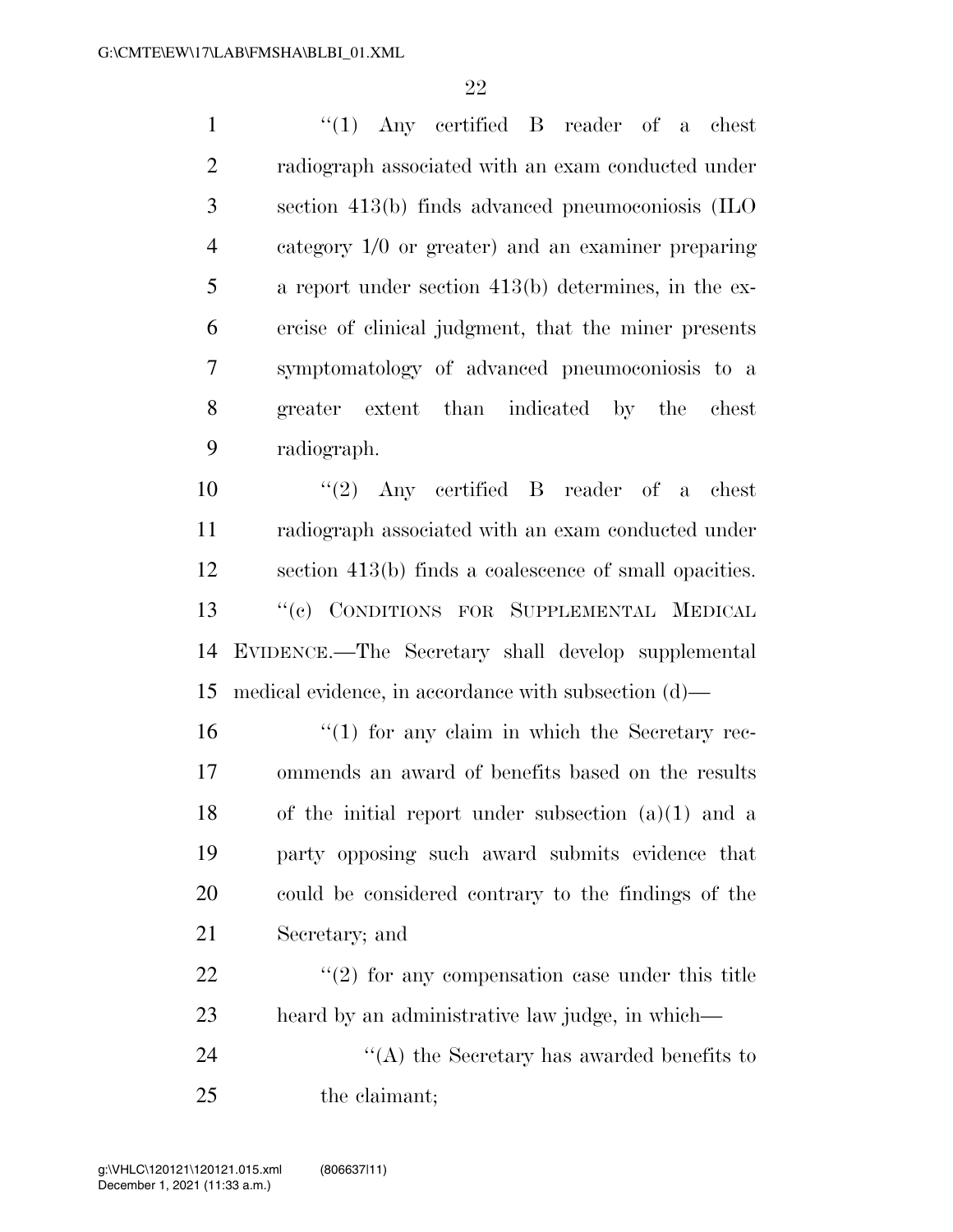"(1) Any certified B reader of a chest radiograph associated with an exam conducted under section 413(b) finds advanced pneumoconiosis (ILO category 1/0 or greater) and an examiner preparing a report under section 413(b) determines, in the exercise of clinical judgment, that the miner presents symptomatology of advanced pneumoconiosis to a greater extent than indicated by the chest radiograph.

"(2) Any certified B reader of a chest radiograph associated with an exam conducted under section 413(b) finds a coalescence of small opacities.

"(c) CONDITIONS FOR SUPPLEMENTAL MEDICAL EVIDENCE.—The Secretary shall develop supplemental medical evidence, in accordance with subsection (d)—

"(1) for any claim in which the Secretary recommends an award of benefits based on the results of the initial report under subsection (a)(1) and a party opposing such award submits evidence that could be considered contrary to the findings of the Secretary; and

"(2) for any compensation case under this title heard by an administrative law judge, in which—

"(A) the Secretary has awarded benefits to the claimant;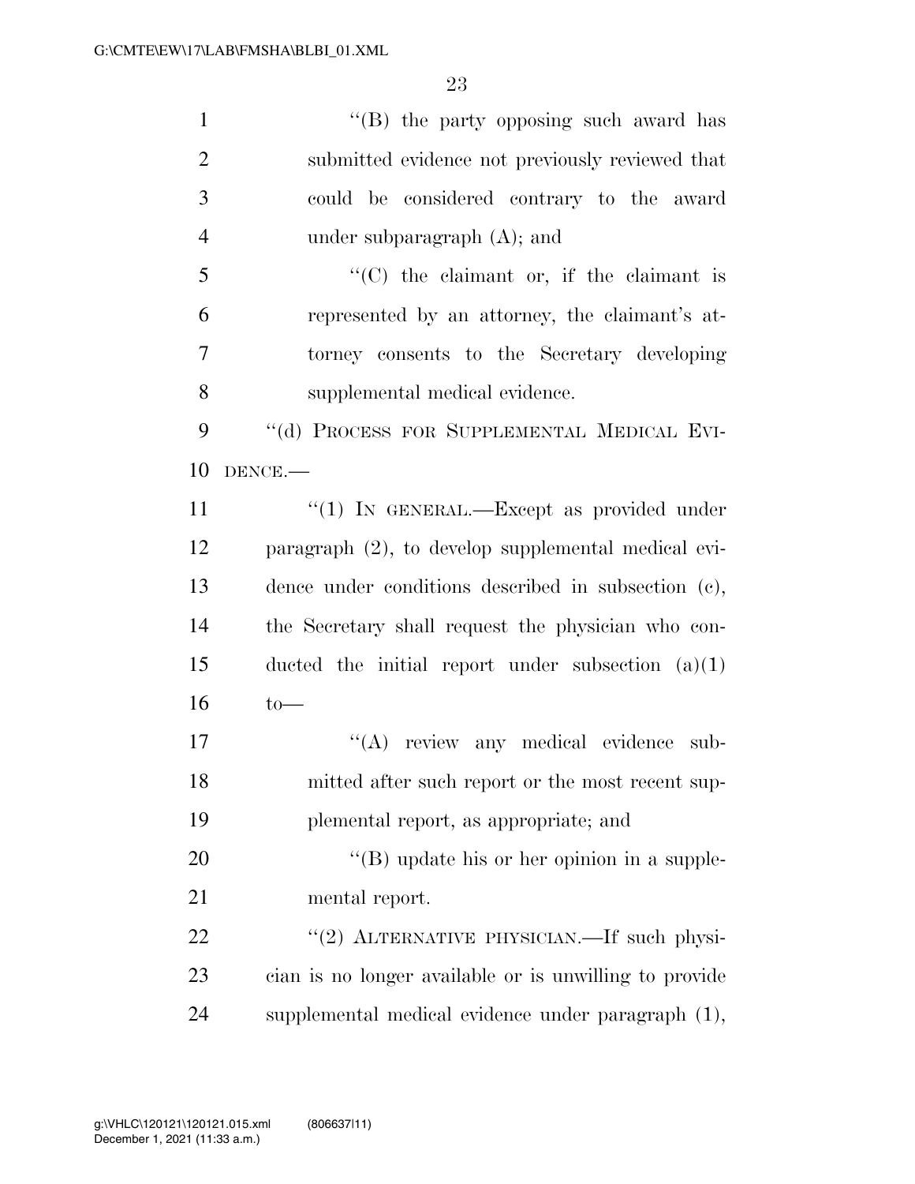"(B) the party opposing such award has submitted evidence not previously reviewed that could be considered contrary to the award under subparagraph (A); and

"(C) the claimant or, if the claimant is represented by an attorney, the claimant's attorney consents to the Secretary developing supplemental medical evidence.

"(d) PROCESS FOR SUPPLEMENTAL MEDICAL EVIDENCE.—

"(1) IN GENERAL.—Except as provided under paragraph (2), to develop supplemental medical evidence under conditions described in subsection (c), the Secretary shall request the physician who conducted the initial report under subsection (a)(1) to—

"(A) review any medical evidence submitted after such report or the most recent supplemental report, as appropriate; and

"(B) update his or her opinion in a supplemental report.

"(2) ALTERNATIVE PHYSICIAN.—If such physician is no longer available or is unwilling to provide supplemental medical evidence under paragraph (1),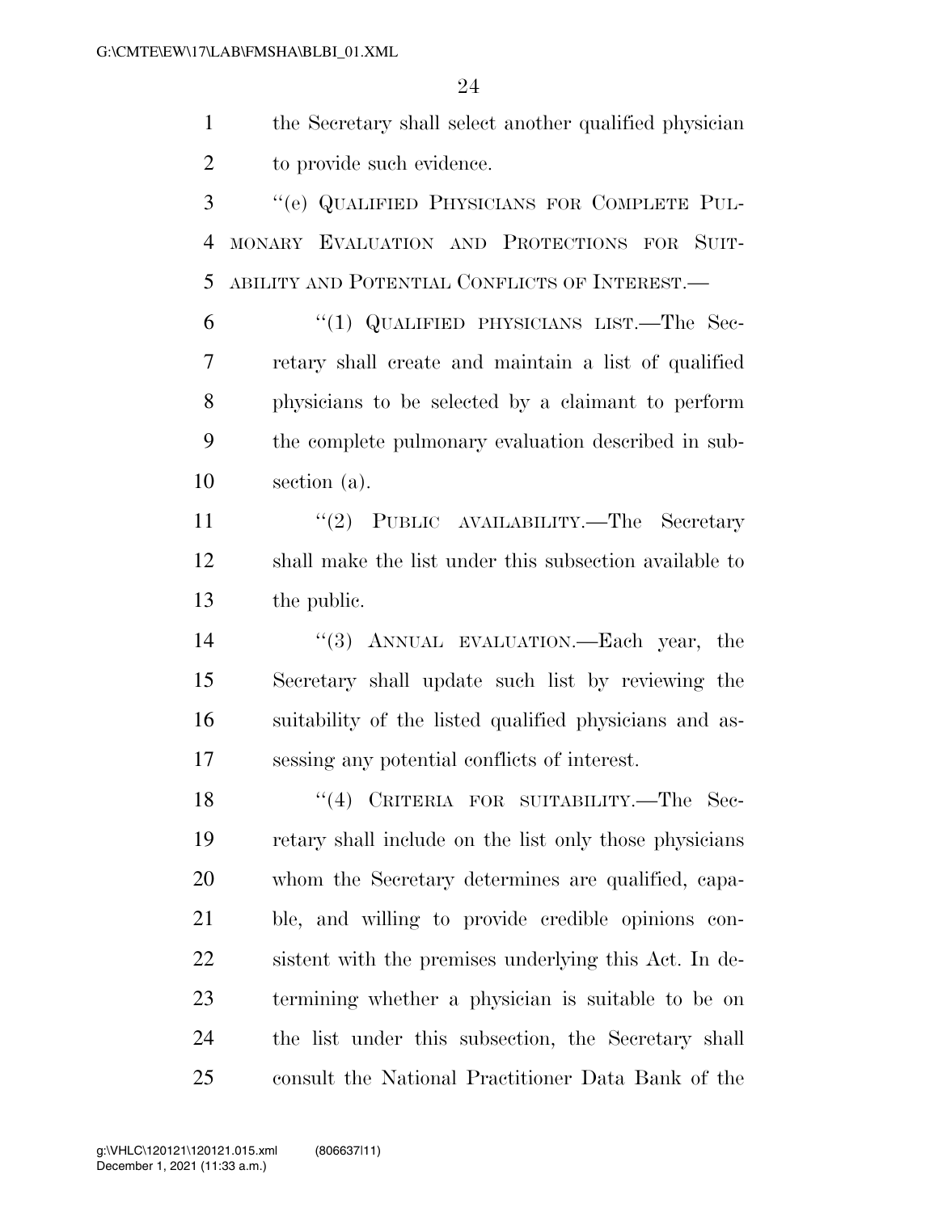the Secretary shall select another qualified physician to provide such evidence.

"(e) QUALIFIED PHYSICIANS FOR COMPLETE PULMONARY EVALUATION AND PROTECTIONS FOR SUITABILITY AND POTENTIAL CONFLICTS OF INTEREST.—

"(1) QUALIFIED PHYSICIANS LIST.—The Secretary shall create and maintain a list of qualified physicians to be selected by a claimant to perform the complete pulmonary evaluation described in subsection (a).

"(2) PUBLIC AVAILABILITY.—The Secretary shall make the list under this subsection available to the public.

"(3) ANNUAL EVALUATION.—Each year, the Secretary shall update such list by reviewing the suitability of the listed qualified physicians and assessing any potential conflicts of interest.

"(4) CRITERIA FOR SUITABILITY.—The Secretary shall include on the list only those physicians whom the Secretary determines are qualified, capable, and willing to provide credible opinions consistent with the premises underlying this Act. In determining whether a physician is suitable to be on the list under this subsection, the Secretary shall consult the National Practitioner Data Bank of the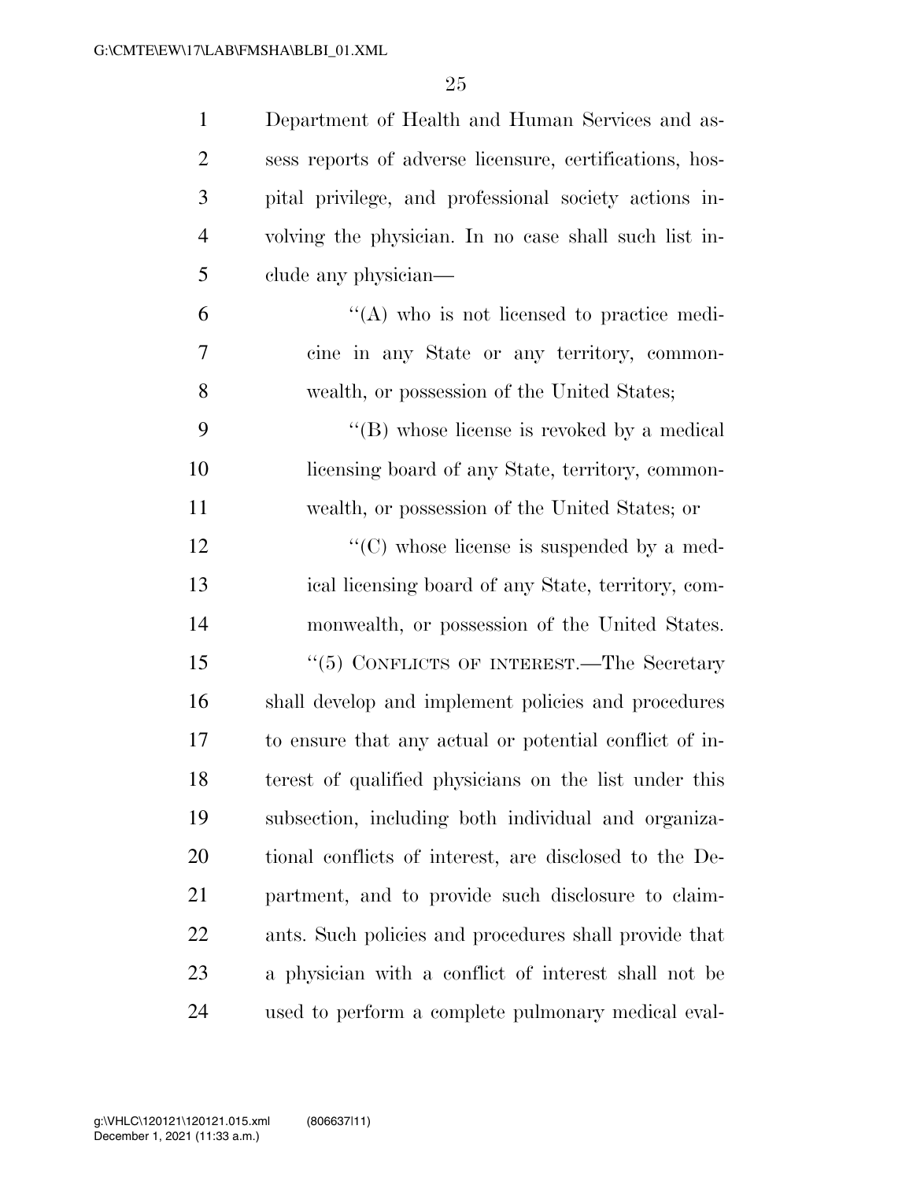Department of Health and Human Services and assess reports of adverse licensure, certifications, hospital privilege, and professional society actions involving the physician. In no case shall such list include any physician—

"(A) who is not licensed to practice medicine in any State or any territory, commonwealth, or possession of the United States;

"(B) whose license is revoked by a medical licensing board of any State, territory, commonwealth, or possession of the United States; or

"(C) whose license is suspended by a medical licensing board of any State, territory, commonwealth, or possession of the United States.

"(5) CONFLICTS OF INTEREST.—The Secretary shall develop and implement policies and procedures to ensure that any actual or potential conflict of interest of qualified physicians on the list under this subsection, including both individual and organizational conflicts of interest, are disclosed to the Department, and to provide such disclosure to claimants. Such policies and procedures shall provide that a physician with a conflict of interest shall not be used to perform a complete pulmonary medical eval-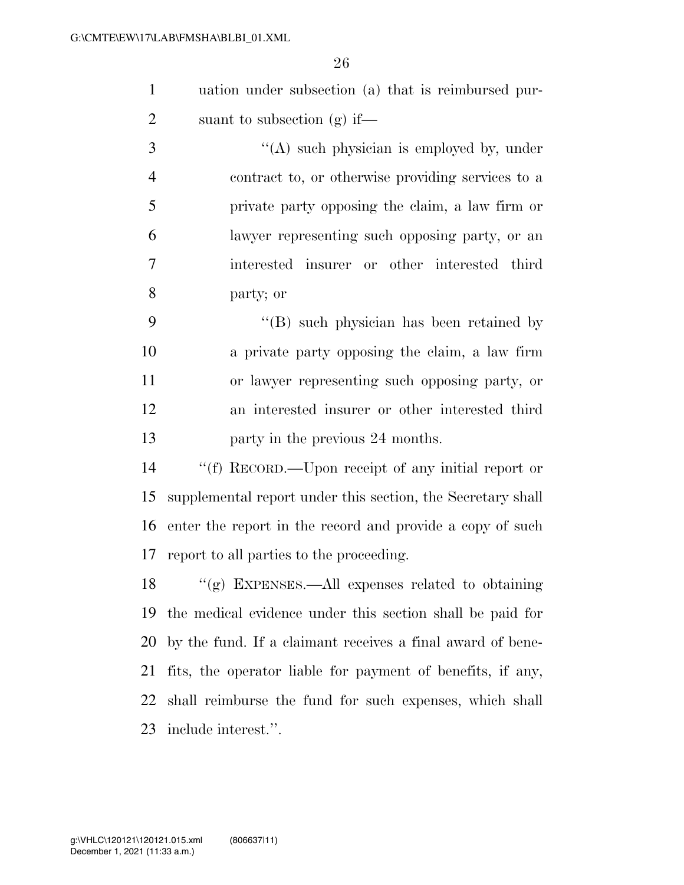uation under subsection (a) that is reimbursed pursuant to subsection (g) if—

"(A) such physician is employed by, under contract to, or otherwise providing services to a private party opposing the claim, a law firm or lawyer representing such opposing party, or an interested insurer or other interested third party; or

"(B) such physician has been retained by a private party opposing the claim, a law firm or lawyer representing such opposing party, or an interested insurer or other interested third party in the previous 24 months.

"(f) RECORD.—Upon receipt of any initial report or supplemental report under this section, the Secretary shall enter the report in the record and provide a copy of such report to all parties to the proceeding.

"(g) EXPENSES.—All expenses related to obtaining the medical evidence under this section shall be paid for by the fund. If a claimant receives a final award of benefits, the operator liable for payment of benefits, if any, shall reimburse the fund for such expenses, which shall include interest.".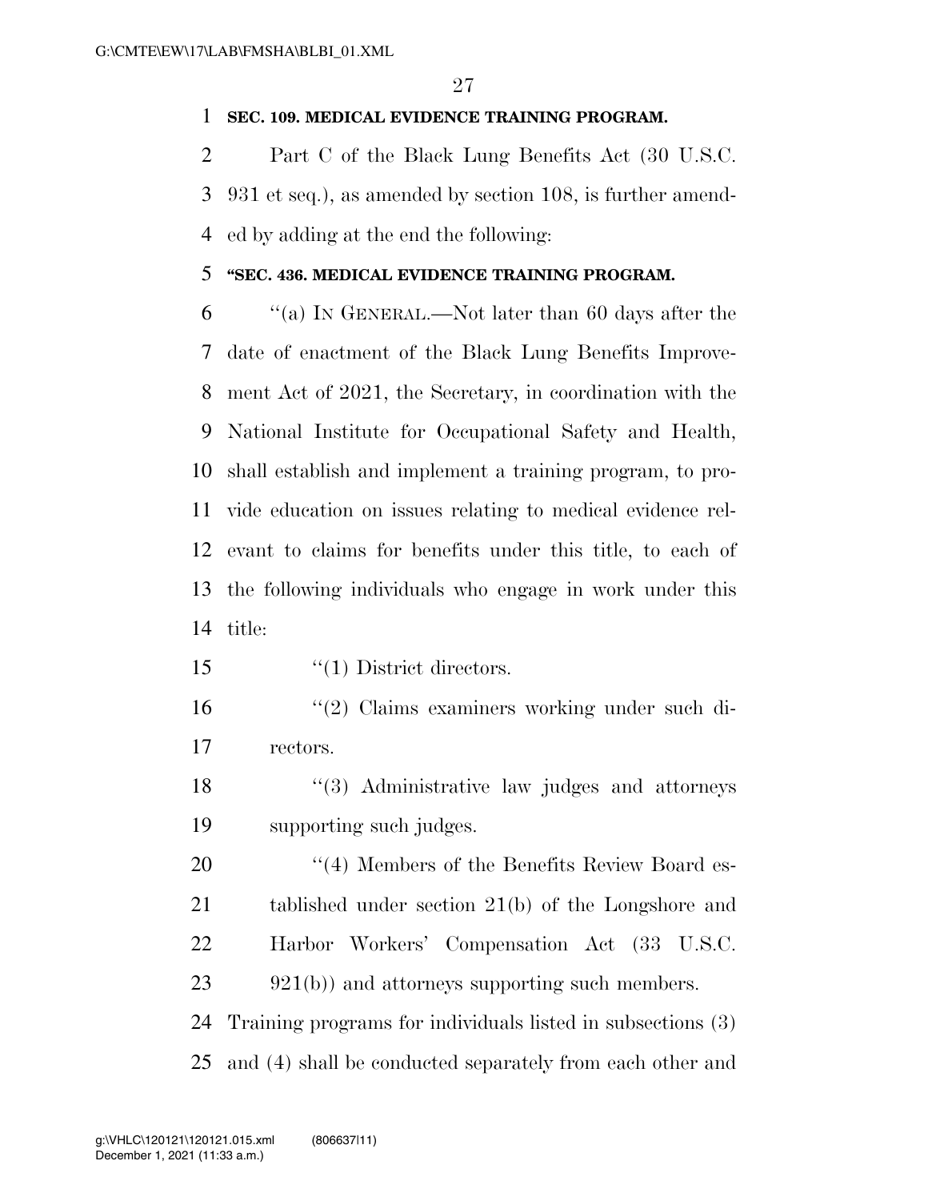**SEC. 109. MEDICAL EVIDENCE TRAINING PROGRAM.**

Part C of the Black Lung Benefits Act (30 U.S.C. 931 et seq.), as amended by section 108, is further amended by adding at the end the following:

**"SEC. 436. MEDICAL EVIDENCE TRAINING PROGRAM.**

"(a) IN GENERAL.—Not later than 60 days after the date of enactment of the Black Lung Benefits Improvement Act of 2021, the Secretary, in coordination with the National Institute for Occupational Safety and Health, shall establish and implement a training program, to provide education on issues relating to medical evidence relevant to claims for benefits under this title, to each of the following individuals who engage in work under this title:

"(1) District directors.

"(2) Claims examiners working under such directors.

"(3) Administrative law judges and attorneys supporting such judges.

"(4) Members of the Benefits Review Board established under section 21(b) of the Longshore and Harbor Workers' Compensation Act (33 U.S.C. 921(b)) and attorneys supporting such members.

Training programs for individuals listed in subsections (3) and (4) shall be conducted separately from each other and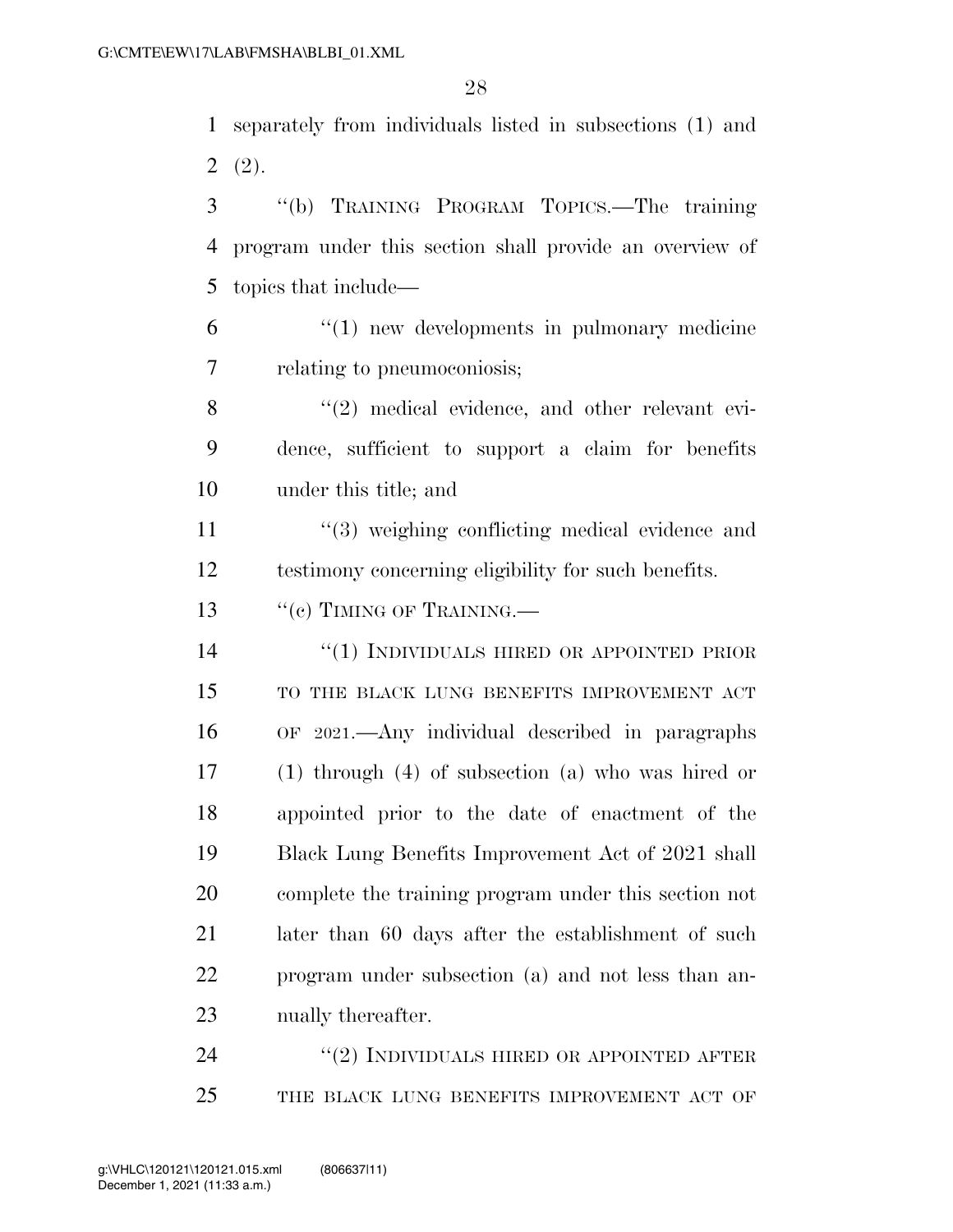separately from individuals listed in subsections (1) and (2).

"(b) TRAINING PROGRAM TOPICS.—The training program under this section shall provide an overview of topics that include—

"(1) new developments in pulmonary medicine relating to pneumoconiosis;

"(2) medical evidence, and other relevant evidence, sufficient to support a claim for benefits under this title; and

"(3) weighing conflicting medical evidence and testimony concerning eligibility for such benefits.

"(c) TIMING OF TRAINING.—

"(1) INDIVIDUALS HIRED OR APPOINTED PRIOR TO THE BLACK LUNG BENEFITS IMPROVEMENT ACT OF 2021.—Any individual described in paragraphs (1) through (4) of subsection (a) who was hired or appointed prior to the date of enactment of the Black Lung Benefits Improvement Act of 2021 shall complete the training program under this section not later than 60 days after the establishment of such program under subsection (a) and not less than annually thereafter.

"(2) INDIVIDUALS HIRED OR APPOINTED AFTER THE BLACK LUNG BENEFITS IMPROVEMENT ACT OF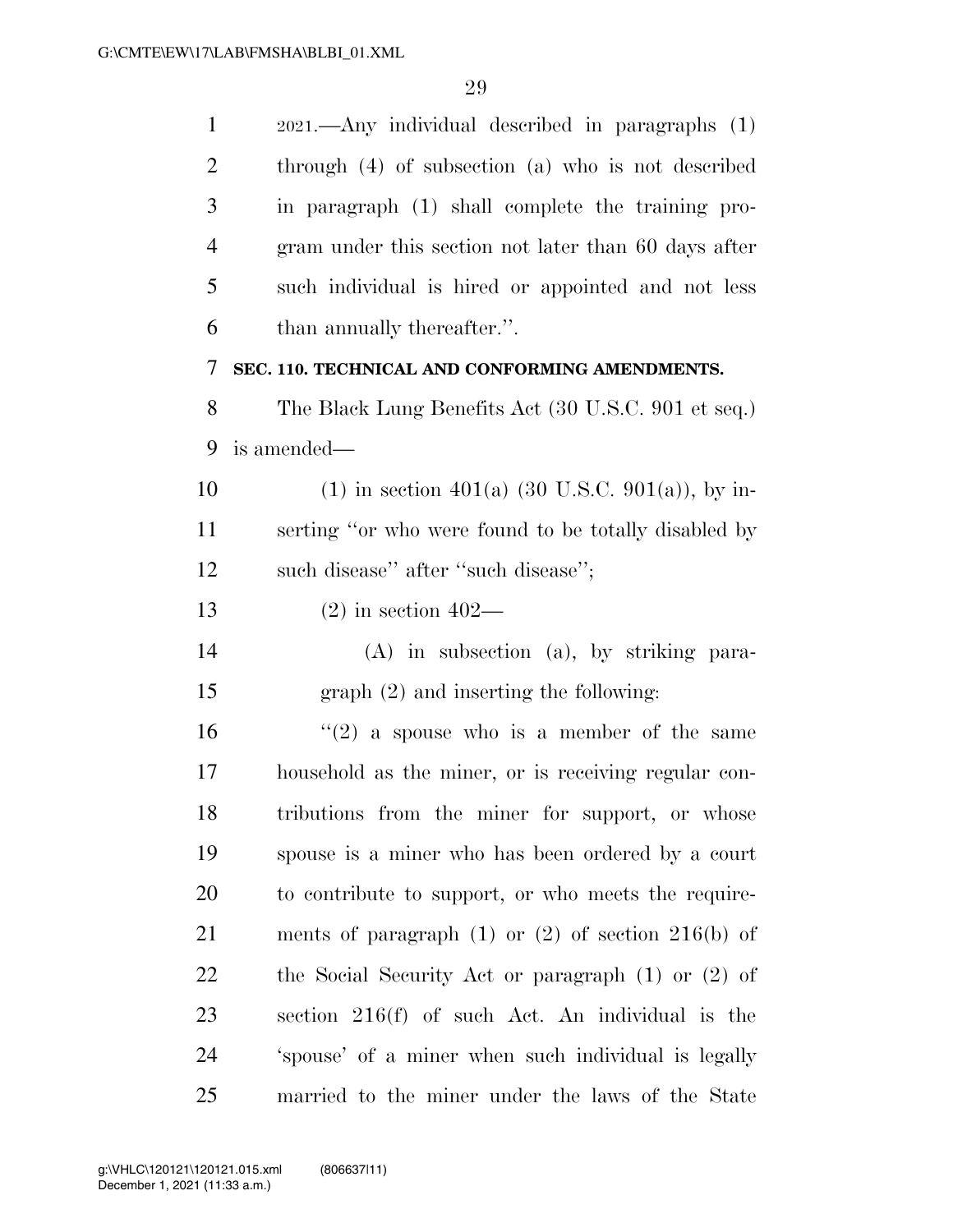2021.—Any individual described in paragraphs (1) through (4) of subsection (a) who is not described in paragraph (1) shall complete the training program under this section not later than 60 days after such individual is hired or appointed and not less than annually thereafter.''.

**SEC. 110. TECHNICAL AND CONFORMING AMENDMENTS.**

The Black Lung Benefits Act (30 U.S.C. 901 et seq.) is amended—

(1) in section 401(a) (30 U.S.C. 901(a)), by inserting ''or who were found to be totally disabled by such disease'' after ''such disease'';

(2) in section 402—

(A) in subsection (a), by striking paragraph (2) and inserting the following:

''(2) a spouse who is a member of the same household as the miner, or is receiving regular contributions from the miner for support, or whose spouse is a miner who has been ordered by a court to contribute to support, or who meets the requirements of paragraph (1) or (2) of section 216(b) of the Social Security Act or paragraph (1) or (2) of section 216(f) of such Act. An individual is the 'spouse' of a miner when such individual is legally married to the miner under the laws of the State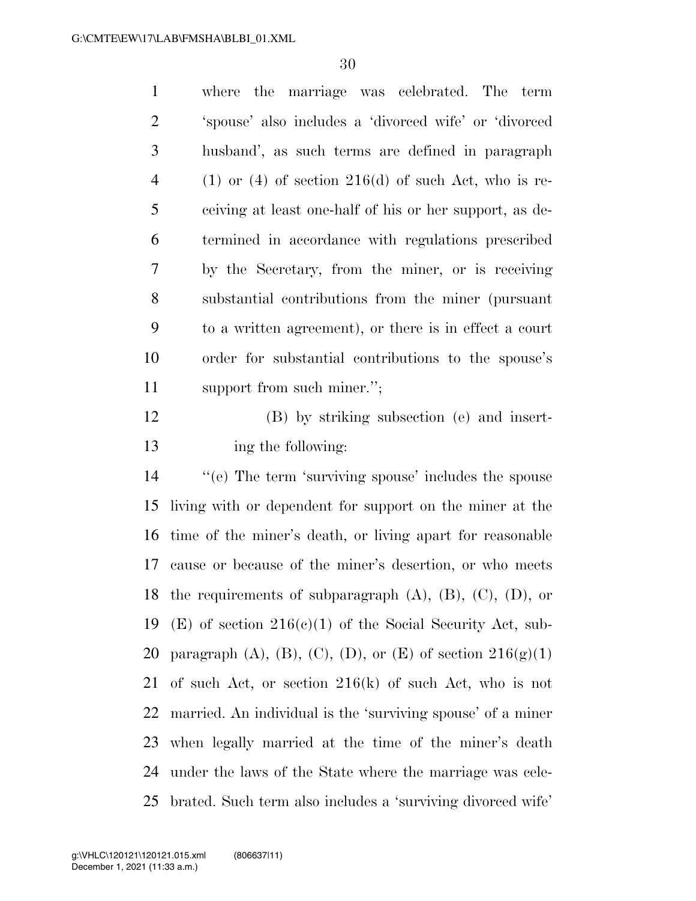where the marriage was celebrated. The term 'spouse' also includes a 'divorced wife' or 'divorced husband', as such terms are defined in paragraph (1) or (4) of section 216(d) of such Act, who is receiving at least one-half of his or her support, as determined in accordance with regulations prescribed by the Secretary, from the miner, or is receiving substantial contributions from the miner (pursuant to a written agreement), or there is in effect a court order for substantial contributions to the spouse's support from such miner.'';

(B) by striking subsection (e) and inserting the following:

''(e) The term 'surviving spouse' includes the spouse living with or dependent for support on the miner at the time of the miner's death, or living apart for reasonable cause or because of the miner's desertion, or who meets the requirements of subparagraph (A), (B), (C), (D), or (E) of section 216(c)(1) of the Social Security Act, subparagraph (A), (B), (C), (D), or (E) of section 216(g)(1) of such Act, or section 216(k) of such Act, who is not married. An individual is the 'surviving spouse' of a miner when legally married at the time of the miner's death under the laws of the State where the marriage was celebrated. Such term also includes a 'surviving divorced wife'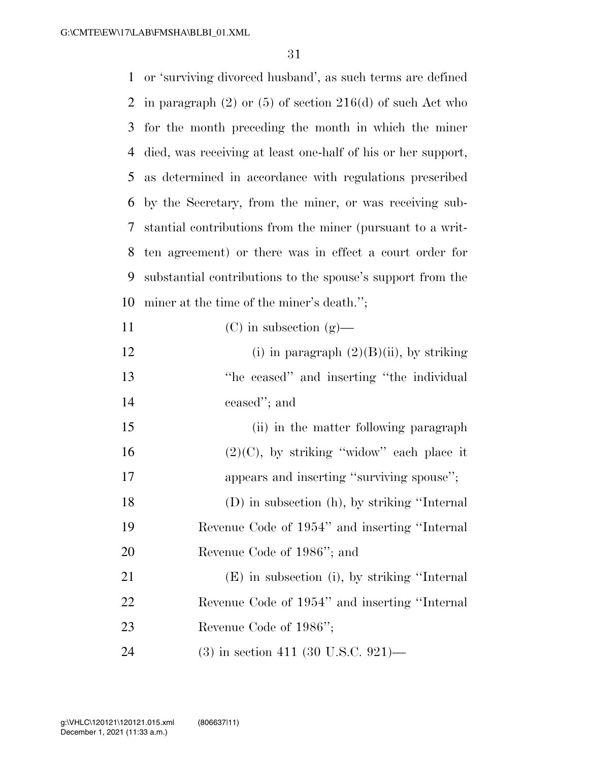or 'surviving divorced husband', as such terms are defined in paragraph (2) or (5) of section 216(d) of such Act who for the month preceding the month in which the miner died, was receiving at least one-half of his or her support, as determined in accordance with regulations prescribed by the Secretary, from the miner, or was receiving substantial contributions from the miner (pursuant to a written agreement) or there was in effect a court order for substantial contributions to the spouse's support from the miner at the time of the miner's death.'';

(C) in subsection (g)—

(i) in paragraph (2)(B)(ii), by striking ''he ceased'' and inserting ''the individual ceased''; and

(ii) in the matter following paragraph (2)(C), by striking ''widow'' each place it appears and inserting ''surviving spouse'';

(D) in subsection (h), by striking ''Internal Revenue Code of 1954'' and inserting ''Internal Revenue Code of 1986''; and

(E) in subsection (i), by striking ''Internal Revenue Code of 1954'' and inserting ''Internal Revenue Code of 1986'';

(3) in section 411 (30 U.S.C. 921)—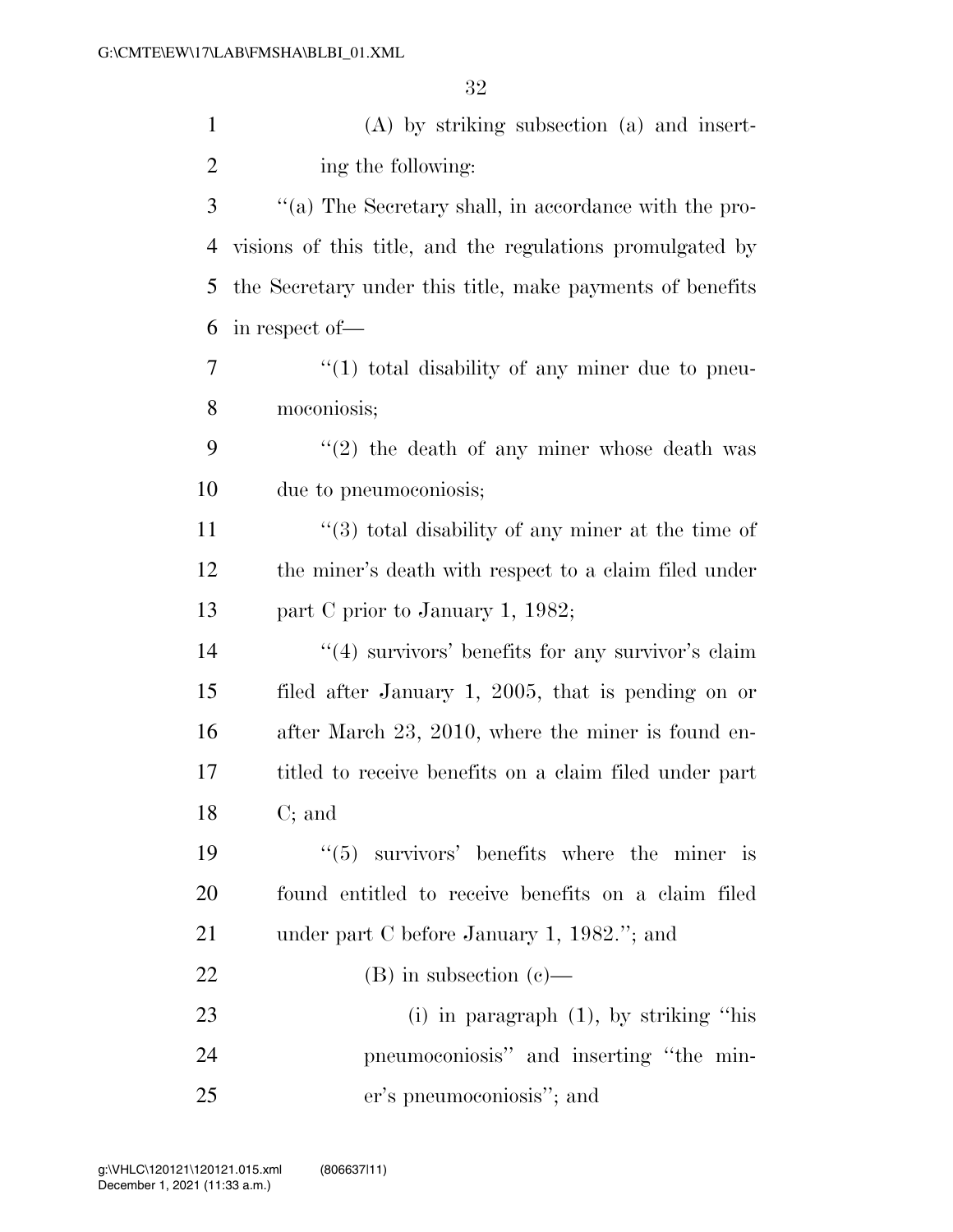(A) by striking subsection (a) and inserting the following:

''(a) The Secretary shall, in accordance with the provisions of this title, and the regulations promulgated by the Secretary under this title, make payments of benefits in respect of—

''(1) total disability of any miner due to pneumoconiosis;

''(2) the death of any miner whose death was due to pneumoconiosis;

''(3) total disability of any miner at the time of the miner's death with respect to a claim filed under part C prior to January 1, 1982;

''(4) survivors' benefits for any survivor's claim filed after January 1, 2005, that is pending on or after March 23, 2010, where the miner is found entitled to receive benefits on a claim filed under part C; and

''(5) survivors' benefits where the miner is found entitled to receive benefits on a claim filed under part C before January 1, 1982.''; and

(B) in subsection (c)—

(i) in paragraph (1), by striking ''his pneumoconiosis'' and inserting ''the miner's pneumoconiosis''; and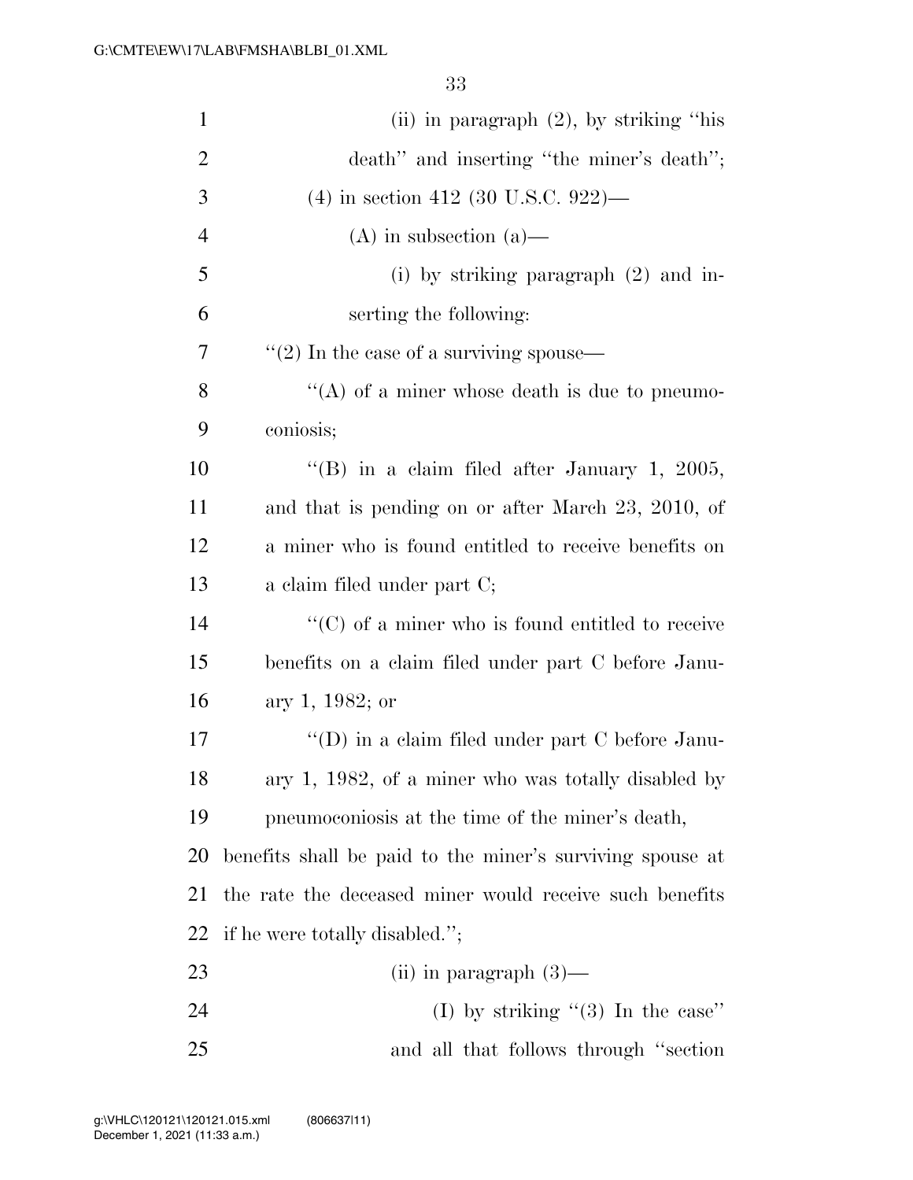(ii) in paragraph (2), by striking ''his death'' and inserting ''the miner's death'';

(4) in section 412 (30 U.S.C. 922)—

(A) in subsection (a)—

(i) by striking paragraph (2) and inserting the following:

''(2) In the case of a surviving spouse—

''(A) of a miner whose death is due to pneumoconiosis;

''(B) in a claim filed after January 1, 2005, and that is pending on or after March 23, 2010, of a miner who is found entitled to receive benefits on a claim filed under part C;

''(C) of a miner who is found entitled to receive benefits on a claim filed under part C before January 1, 1982; or

''(D) in a claim filed under part C before January 1, 1982, of a miner who was totally disabled by pneumoconiosis at the time of the miner's death,

benefits shall be paid to the miner's surviving spouse at the rate the deceased miner would receive such benefits if he were totally disabled.'';

(ii) in paragraph (3)—

(I) by striking ''(3) In the case'' and all that follows through ''section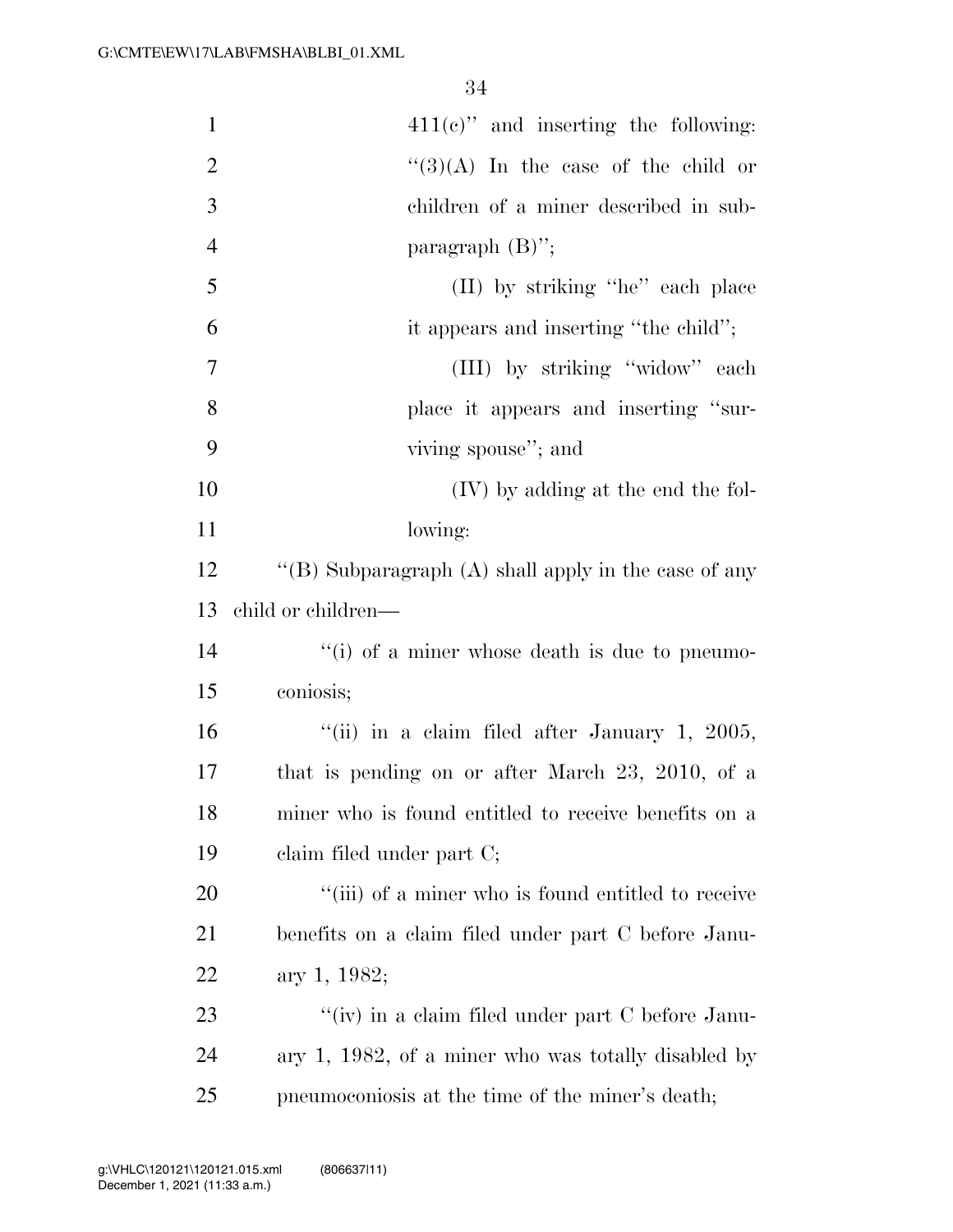411(c)'' and inserting the following: ''(3)(A) In the case of the child or children of a miner described in subparagraph (B)'';

(II) by striking ''he'' each place it appears and inserting ''the child'';

(III) by striking ''widow'' each place it appears and inserting ''surviving spouse''; and

(IV) by adding at the end the following:

''(B) Subparagraph (A) shall apply in the case of any child or children—

''(i) of a miner whose death is due to pneumoconiosis;

''(ii) in a claim filed after January 1, 2005, that is pending on or after March 23, 2010, of a miner who is found entitled to receive benefits on a claim filed under part C;

''(iii) of a miner who is found entitled to receive benefits on a claim filed under part C before January 1, 1982;

''(iv) in a claim filed under part C before January 1, 1982, of a miner who was totally disabled by pneumoconiosis at the time of the miner's death;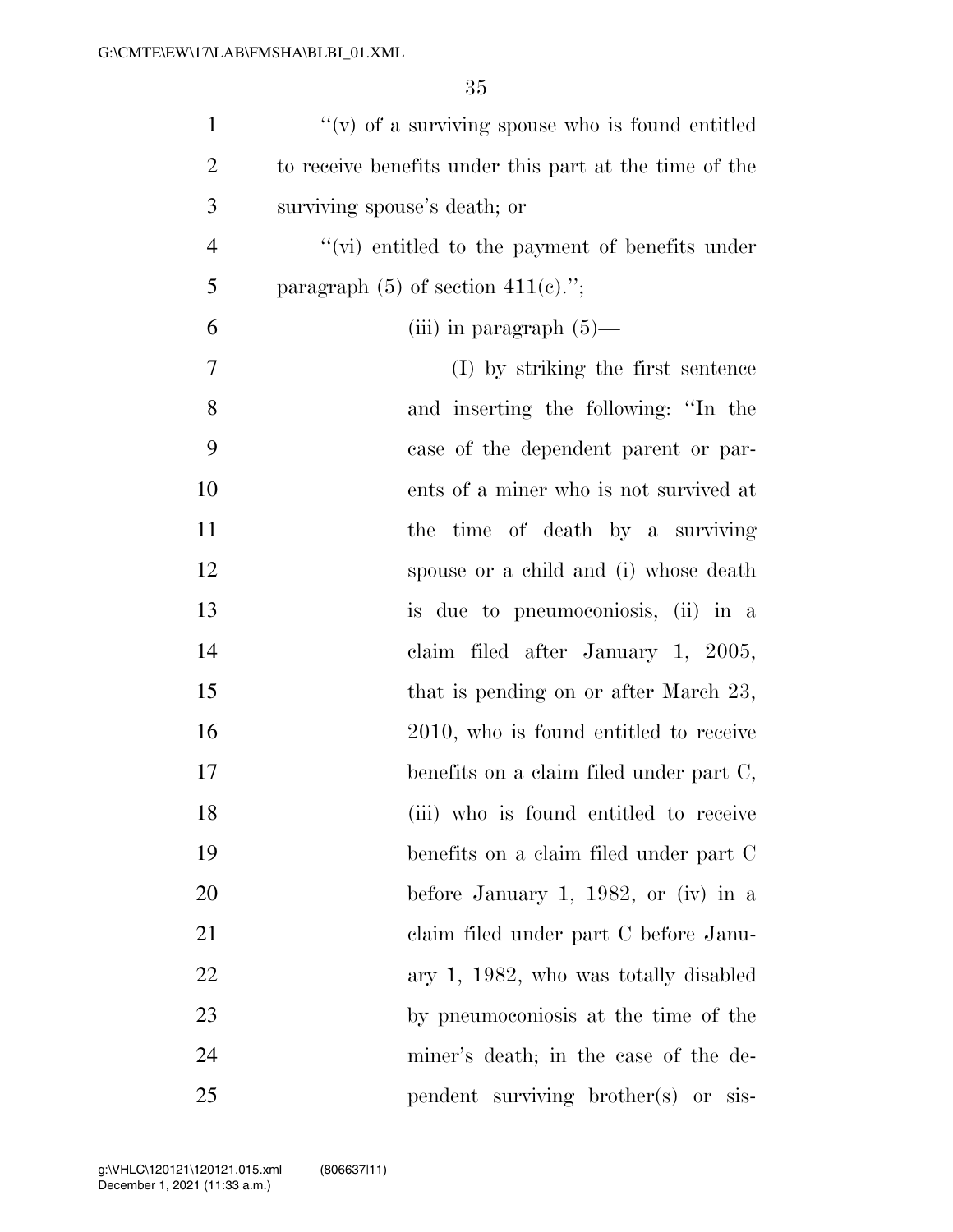''(v) of a surviving spouse who is found entitled to receive benefits under this part at the time of the surviving spouse's death; or

''(vi) entitled to the payment of benefits under paragraph (5) of section 411(c).'';

(iii) in paragraph (5)—

(I) by striking the first sentence and inserting the following: ''In the case of the dependent parent or parents of a miner who is not survived at the time of death by a surviving spouse or a child and (i) whose death is due to pneumoconiosis, (ii) in a claim filed after January 1, 2005, that is pending on or after March 23, 2010, who is found entitled to receive benefits on a claim filed under part C, (iii) who is found entitled to receive benefits on a claim filed under part C before January 1, 1982, or (iv) in a claim filed under part C before January 1, 1982, who was totally disabled by pneumoconiosis at the time of the miner's death; in the case of the dependent surviving brother(s) or sis-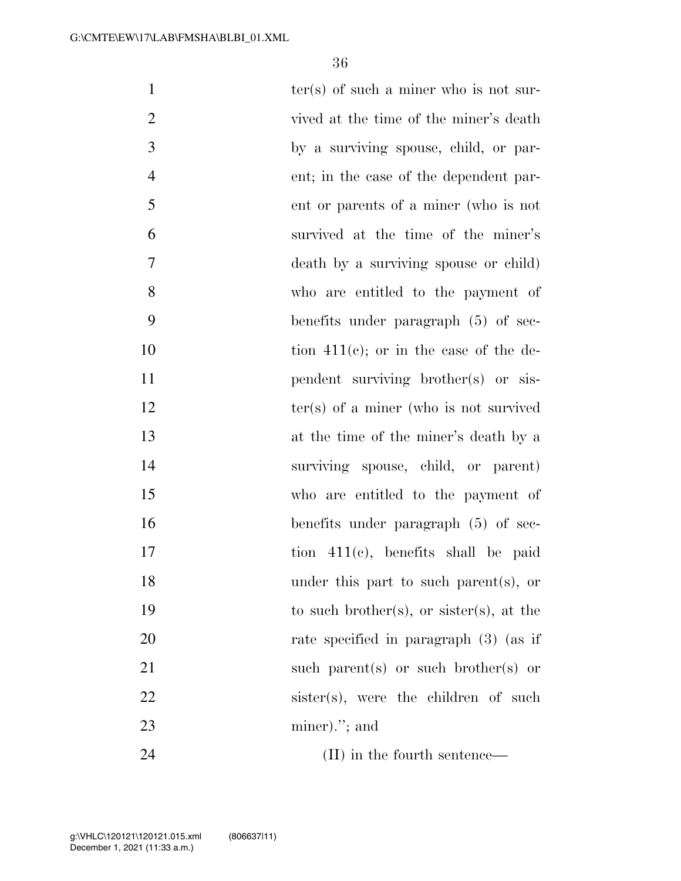ter(s) of such a miner who is not survived at the time of the miner's death by a surviving spouse, child, or parent; in the case of the dependent parent or parents of a miner (who is not survived at the time of the miner's death by a surviving spouse or child) who are entitled to the payment of benefits under paragraph (5) of section 411(c); or in the case of the dependent surviving brother(s) or sister(s) of a miner (who is not survived at the time of the miner's death by a surviving spouse, child, or parent) who are entitled to the payment of benefits under paragraph (5) of section 411(c), benefits shall be paid under this part to such parent(s), or to such brother(s), or sister(s), at the rate specified in paragraph (3) (as if such parent(s) or such brother(s) or sister(s), were the children of such miner).''; and

(II) in the fourth sentence—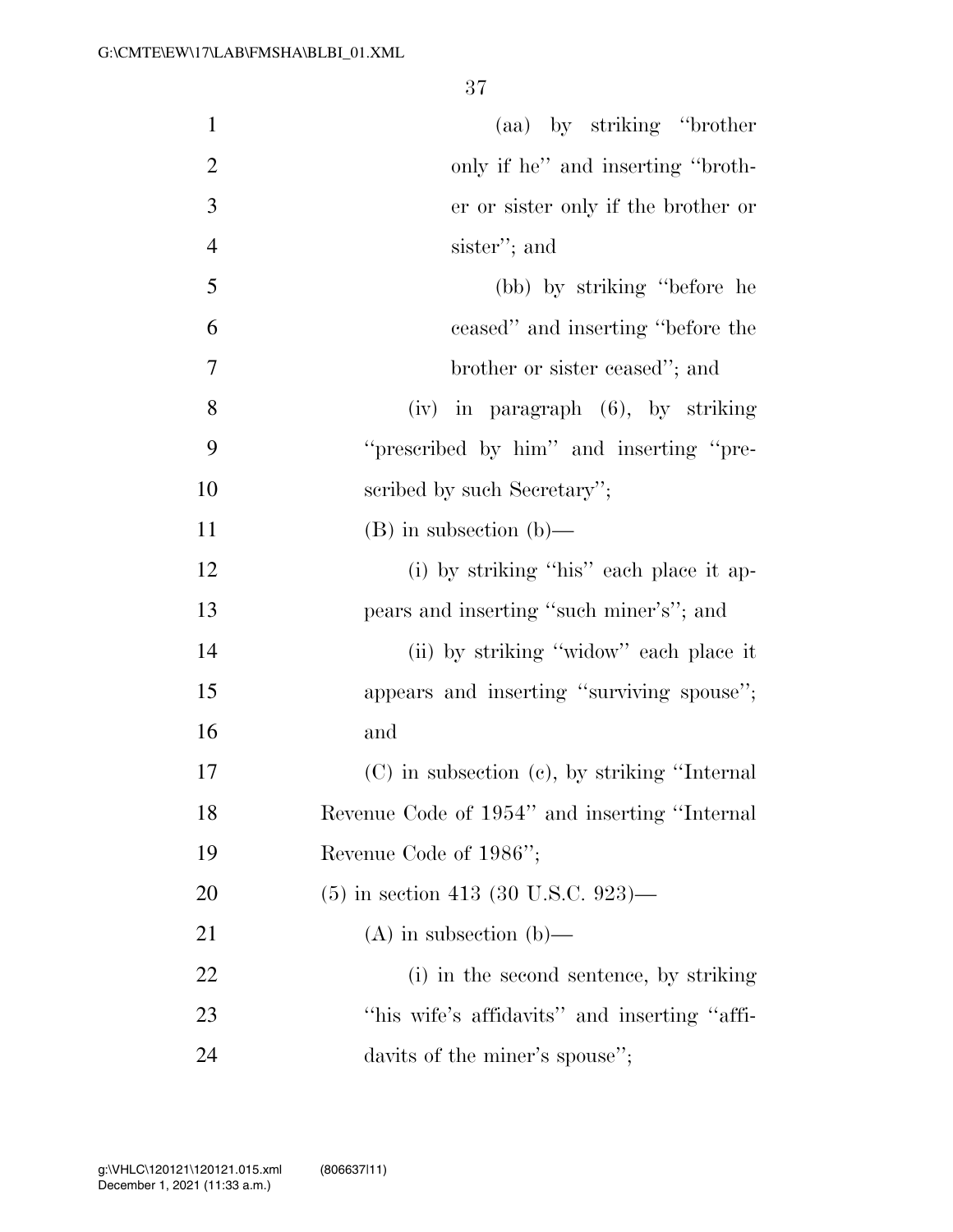(aa) by striking "brother only if he" and inserting "brother or sister only if the brother or sister"; and

(bb) by striking "before he ceased" and inserting "before the brother or sister ceased"; and

(iv) in paragraph (6), by striking "prescribed by him" and inserting "prescribed by such Secretary";

(B) in subsection (b)—

(i) by striking "his" each place it appears and inserting "such miner's"; and

(ii) by striking "widow" each place it appears and inserting "surviving spouse"; and

(C) in subsection (c), by striking "Internal Revenue Code of 1954" and inserting "Internal Revenue Code of 1986";

(5) in section 413 (30 U.S.C. 923)—

(A) in subsection (b)—

(i) in the second sentence, by striking "his wife's affidavits" and inserting "affidavits of the miner's spouse";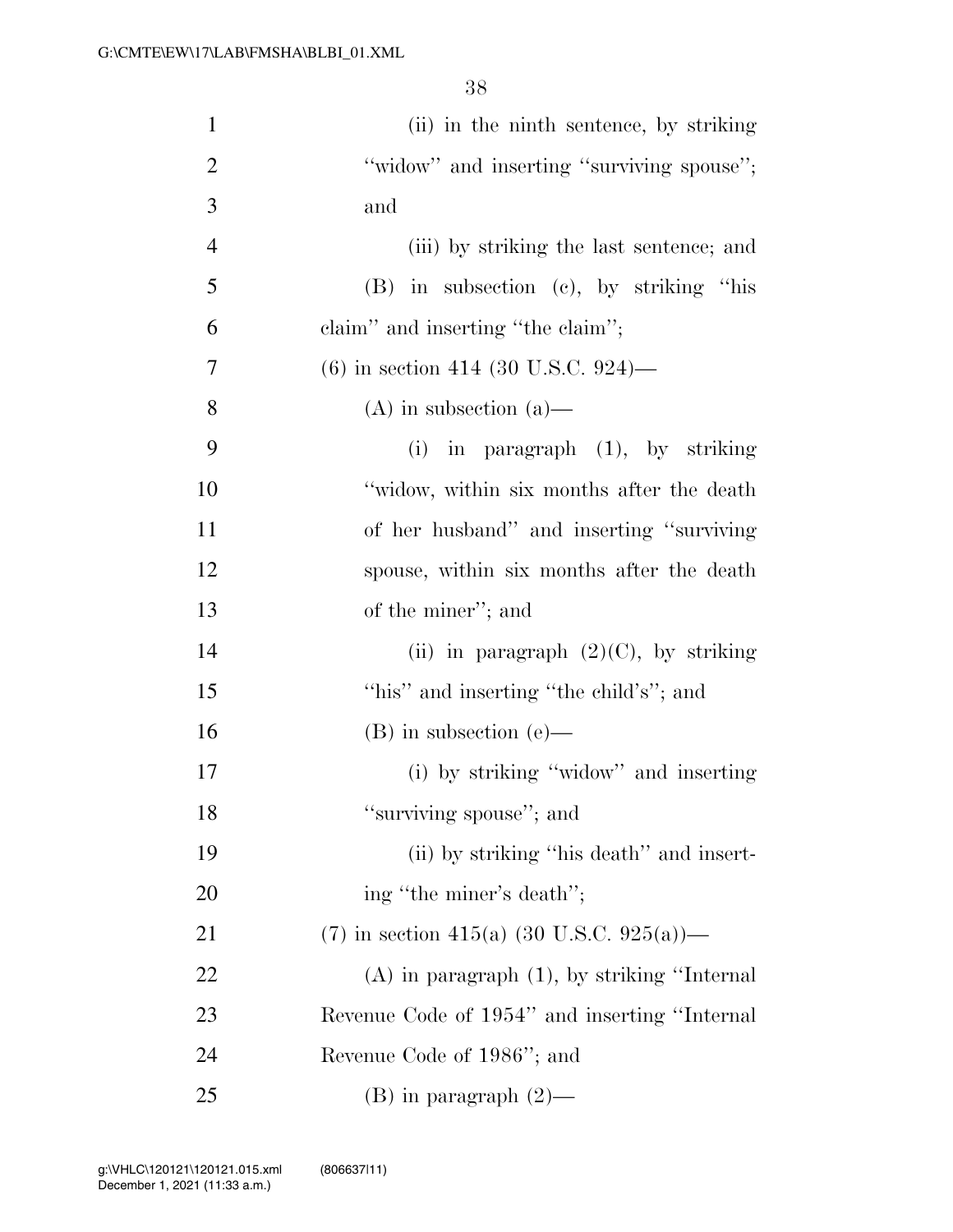(ii) in the ninth sentence, by striking "widow" and inserting "surviving spouse"; and

(iii) by striking the last sentence; and

(B) in subsection (c), by striking "his claim" and inserting "the claim";

(6) in section 414 (30 U.S.C. 924)—

(A) in subsection (a)—

(i) in paragraph (1), by striking "widow, within six months after the death of her husband" and inserting "surviving spouse, within six months after the death of the miner"; and

(ii) in paragraph (2)(C), by striking "his" and inserting "the child's"; and

(B) in subsection (e)—

(i) by striking "widow" and inserting "surviving spouse"; and

(ii) by striking "his death" and inserting "the miner's death";

(7) in section 415(a) (30 U.S.C. 925(a))—

(A) in paragraph (1), by striking "Internal Revenue Code of 1954" and inserting "Internal Revenue Code of 1986"; and

(B) in paragraph (2)—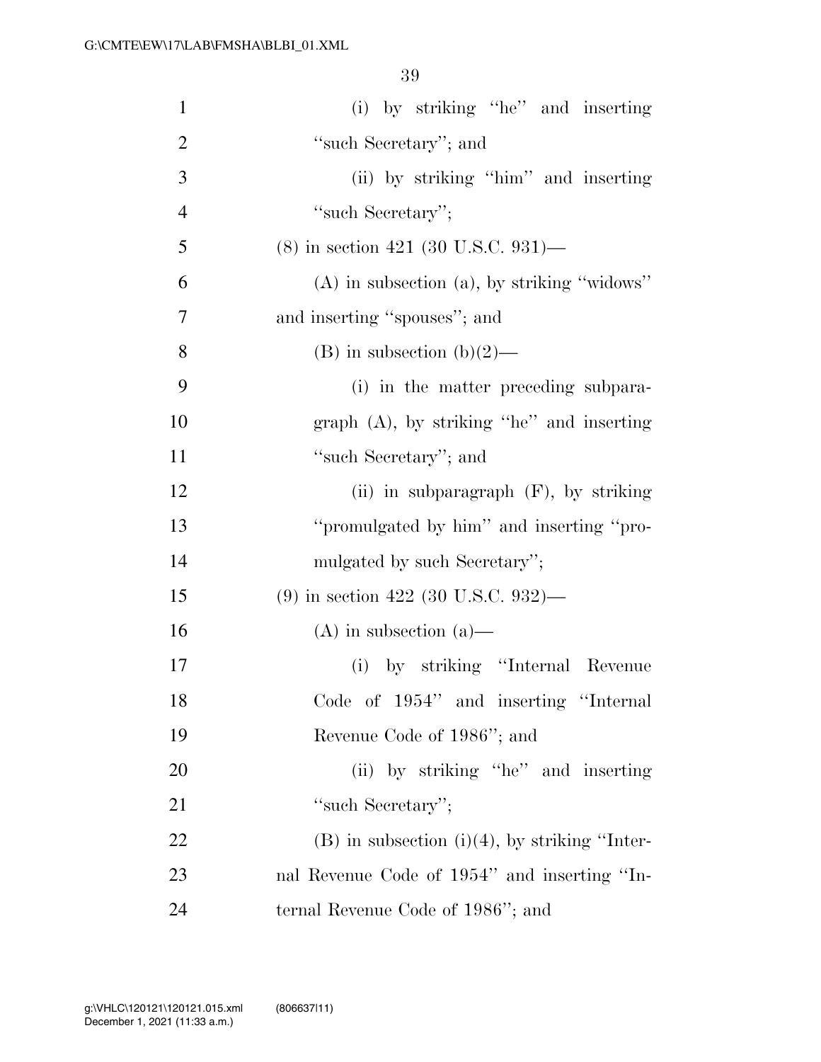(i) by striking "he" and inserting "such Secretary"; and

(ii) by striking "him" and inserting "such Secretary";

(8) in section 421 (30 U.S.C. 931)—

(A) in subsection (a), by striking "widows" and inserting "spouses"; and

(B) in subsection (b)(2)—

(i) in the matter preceding subparagraph (A), by striking "he" and inserting "such Secretary"; and

(ii) in subparagraph (F), by striking "promulgated by him" and inserting "promulgated by such Secretary";

(9) in section 422 (30 U.S.C. 932)—

(A) in subsection (a)—

(i) by striking "Internal Revenue Code of 1954" and inserting "Internal Revenue Code of 1986"; and

(ii) by striking "he" and inserting "such Secretary";

(B) in subsection (i)(4), by striking "Internal Revenue Code of 1954" and inserting "Internal Revenue Code of 1986"; and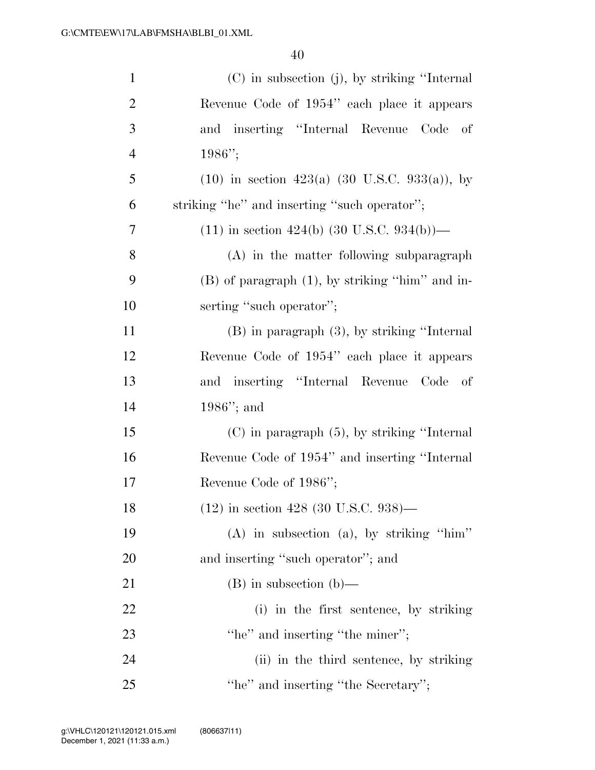(C) in subsection (j), by striking ''Internal Revenue Code of 1954'' each place it appears and inserting ''Internal Revenue Code of 1986'';

(10) in section 423(a) (30 U.S.C. 933(a)), by striking ''he'' and inserting ''such operator'';

(11) in section 424(b) (30 U.S.C. 934(b))—

(A) in the matter following subparagraph (B) of paragraph (1), by striking ''him'' and inserting ''such operator'';

(B) in paragraph (3), by striking ''Internal Revenue Code of 1954'' each place it appears and inserting ''Internal Revenue Code of 1986''; and

(C) in paragraph (5), by striking ''Internal Revenue Code of 1954'' and inserting ''Internal Revenue Code of 1986'';

(12) in section 428 (30 U.S.C. 938)—

(A) in subsection (a), by striking ''him'' and inserting ''such operator''; and

(B) in subsection (b)—

(i) in the first sentence, by striking ''he'' and inserting ''the miner'';

(ii) in the third sentence, by striking ''he'' and inserting ''the Secretary'';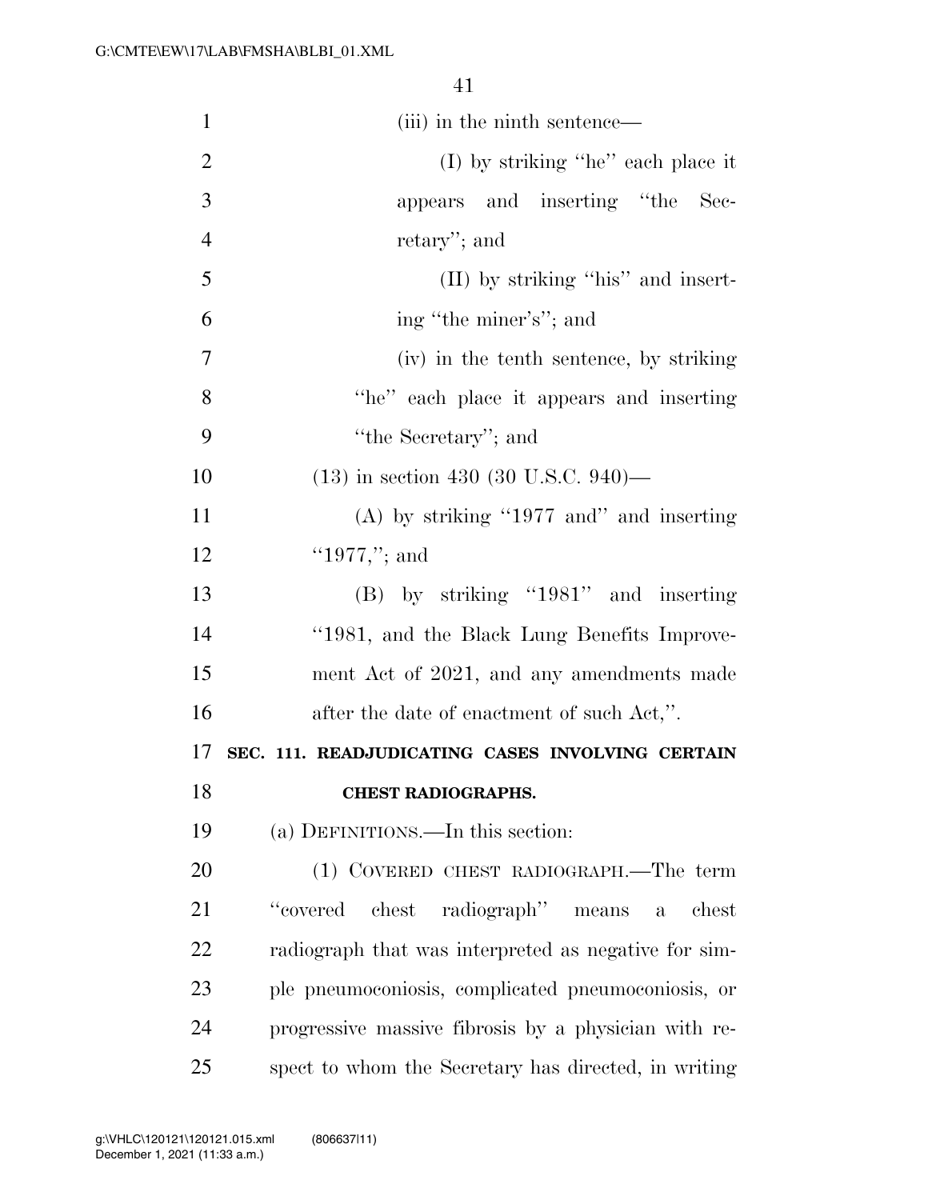(iii) in the ninth sentence—

(I) by striking ''he'' each place it appears and inserting ''the Secretary''; and

(II) by striking ''his'' and inserting ''the miner's''; and

(iv) in the tenth sentence, by striking ''he'' each place it appears and inserting ''the Secretary''; and

(13) in section 430 (30 U.S.C. 940)—

(A) by striking ''1977 and'' and inserting ''1977,''; and

(B) by striking ''1981'' and inserting ''1981, and the Black Lung Benefits Improvement Act of 2021, and any amendments made after the date of enactment of such Act,''.

**SEC. 111. READJUDICATING CASES INVOLVING CERTAIN CHEST RADIOGRAPHS.**

(a) DEFINITIONS.—In this section:

(1) COVERED CHEST RADIOGRAPH.—The term ''covered chest radiograph'' means a chest radiograph that was interpreted as negative for simple pneumoconiosis, complicated pneumoconiosis, or progressive massive fibrosis by a physician with respect to whom the Secretary has directed, in writing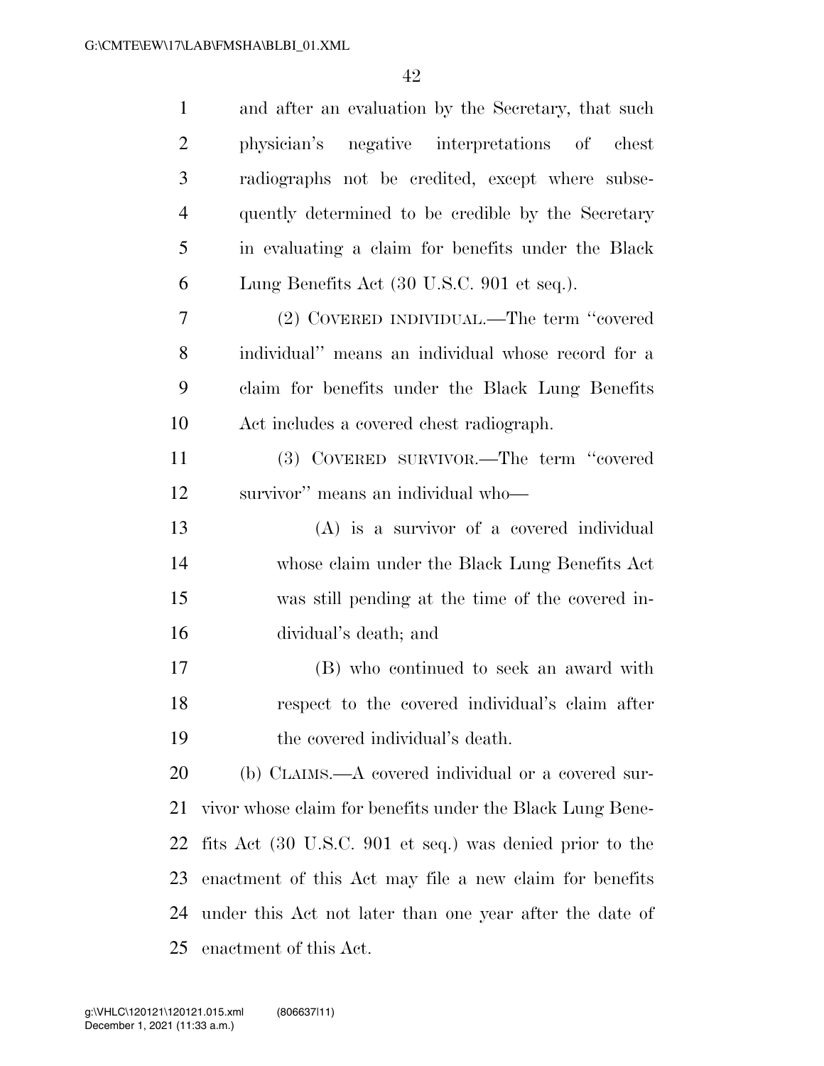and after an evaluation by the Secretary, that such physician's negative interpretations of chest radiographs not be credited, except where subsequently determined to be credible by the Secretary in evaluating a claim for benefits under the Black Lung Benefits Act (30 U.S.C. 901 et seq.).

(2) COVERED INDIVIDUAL.—The term "covered individual" means an individual whose record for a claim for benefits under the Black Lung Benefits Act includes a covered chest radiograph.

(3) COVERED SURVIVOR.—The term "covered survivor" means an individual who—

(A) is a survivor of a covered individual whose claim under the Black Lung Benefits Act was still pending at the time of the covered individual's death; and

(B) who continued to seek an award with respect to the covered individual's claim after the covered individual's death.

(b) CLAIMS.—A covered individual or a covered survivor whose claim for benefits under the Black Lung Benefits Act (30 U.S.C. 901 et seq.) was denied prior to the enactment of this Act may file a new claim for benefits under this Act not later than one year after the date of enactment of this Act.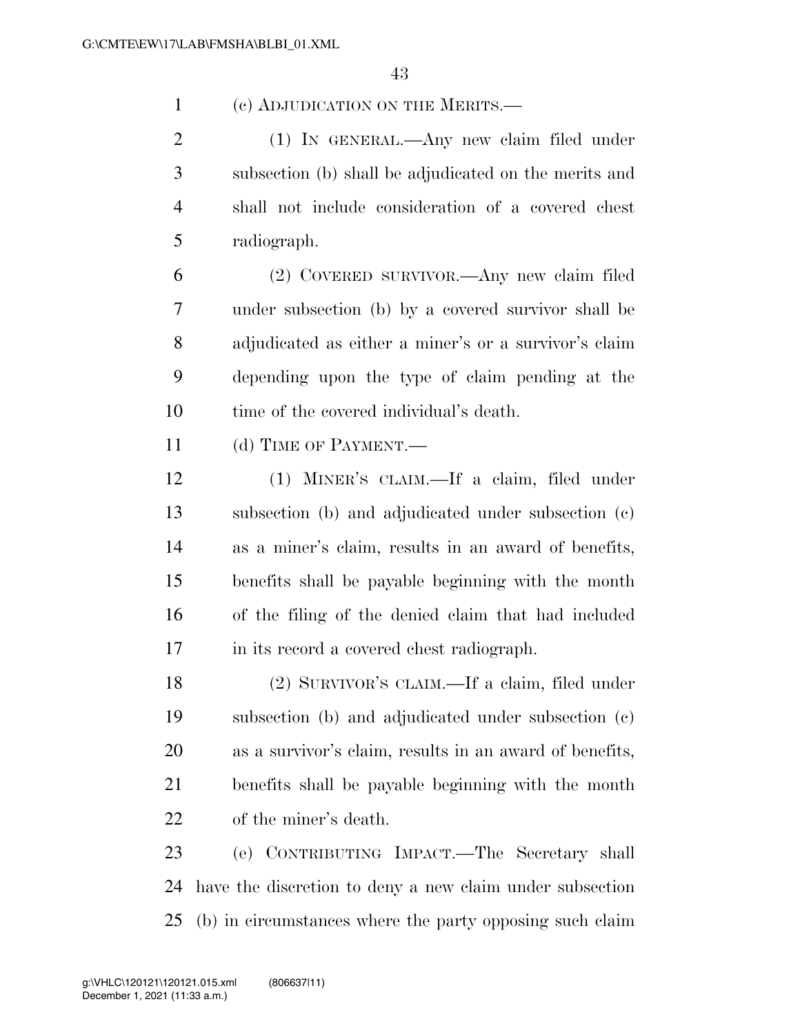(c) ADJUDICATION ON THE MERITS.—

(1) IN GENERAL.—Any new claim filed under subsection (b) shall be adjudicated on the merits and shall not include consideration of a covered chest radiograph.

(2) COVERED SURVIVOR.—Any new claim filed under subsection (b) by a covered survivor shall be adjudicated as either a miner's or a survivor's claim depending upon the type of claim pending at the time of the covered individual's death.

(d) TIME OF PAYMENT.—

(1) MINER'S CLAIM.—If a claim, filed under subsection (b) and adjudicated under subsection (c) as a miner's claim, results in an award of benefits, benefits shall be payable beginning with the month of the filing of the denied claim that had included in its record a covered chest radiograph.

(2) SURVIVOR'S CLAIM.—If a claim, filed under subsection (b) and adjudicated under subsection (c) as a survivor's claim, results in an award of benefits, benefits shall be payable beginning with the month of the miner's death.

(e) CONTRIBUTING IMPACT.—The Secretary shall have the discretion to deny a new claim under subsection (b) in circumstances where the party opposing such claim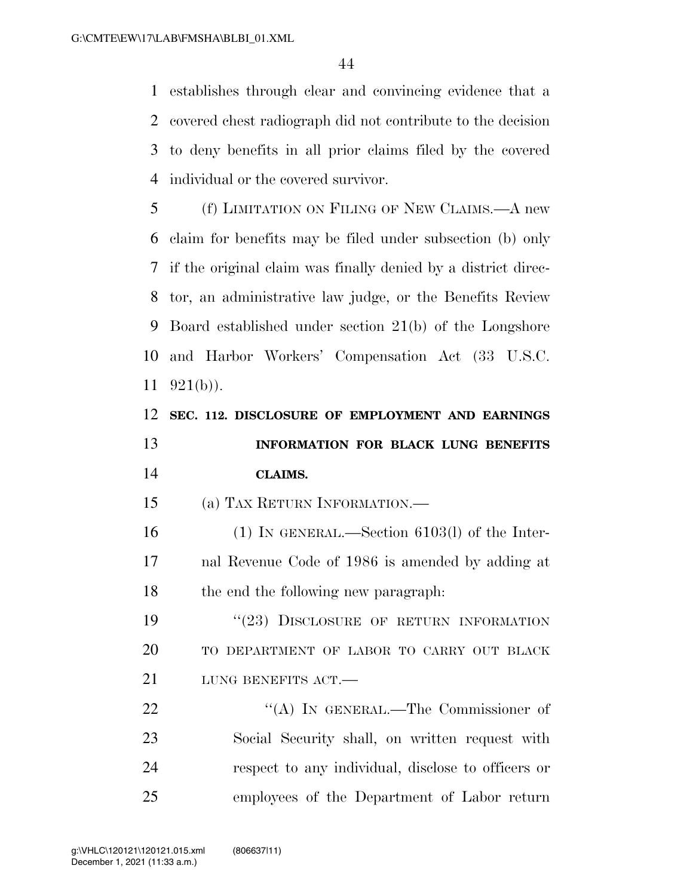establishes through clear and convincing evidence that a covered chest radiograph did not contribute to the decision to deny benefits in all prior claims filed by the covered individual or the covered survivor.

(f) LIMITATION ON FILING OF NEW CLAIMS.—A new claim for benefits may be filed under subsection (b) only if the original claim was finally denied by a district director, an administrative law judge, or the Benefits Review Board established under section 21(b) of the Longshore and Harbor Workers' Compensation Act (33 U.S.C. 921(b)).

**SEC. 112. DISCLOSURE OF EMPLOYMENT AND EARNINGS INFORMATION FOR BLACK LUNG BENEFITS CLAIMS.**

(a) TAX RETURN INFORMATION.—

(1) IN GENERAL.—Section 6103(l) of the Internal Revenue Code of 1986 is amended by adding at the end the following new paragraph:

"(23) DISCLOSURE OF RETURN INFORMATION TO DEPARTMENT OF LABOR TO CARRY OUT BLACK LUNG BENEFITS ACT.—

"(A) IN GENERAL.—The Commissioner of Social Security shall, on written request with respect to any individual, disclose to officers or employees of the Department of Labor return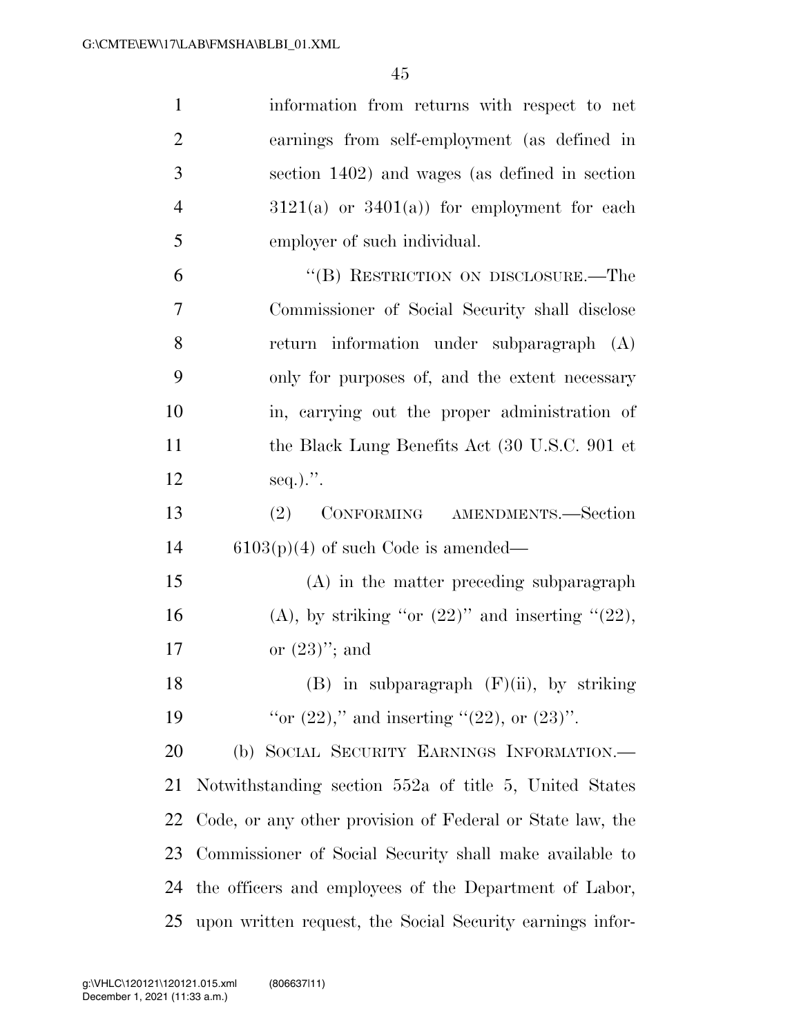information from returns with respect to net earnings from self-employment (as defined in section 1402) and wages (as defined in section 3121(a) or 3401(a)) for employment for each employer of such individual.

"(B) RESTRICTION ON DISCLOSURE.—The Commissioner of Social Security shall disclose return information under subparagraph (A) only for purposes of, and the extent necessary in, carrying out the proper administration of the Black Lung Benefits Act (30 U.S.C. 901 et seq.).".

(2) CONFORMING AMENDMENTS.—Section 6103(p)(4) of such Code is amended—

(A) in the matter preceding subparagraph (A), by striking "or (22)" and inserting "(22), or (23)"; and

(B) in subparagraph (F)(ii), by striking "or (22)," and inserting "(22), or (23)".

(b) SOCIAL SECURITY EARNINGS INFORMATION.—Notwithstanding section 552a of title 5, United States Code, or any other provision of Federal or State law, the Commissioner of Social Security shall make available to the officers and employees of the Department of Labor, upon written request, the Social Security earnings infor-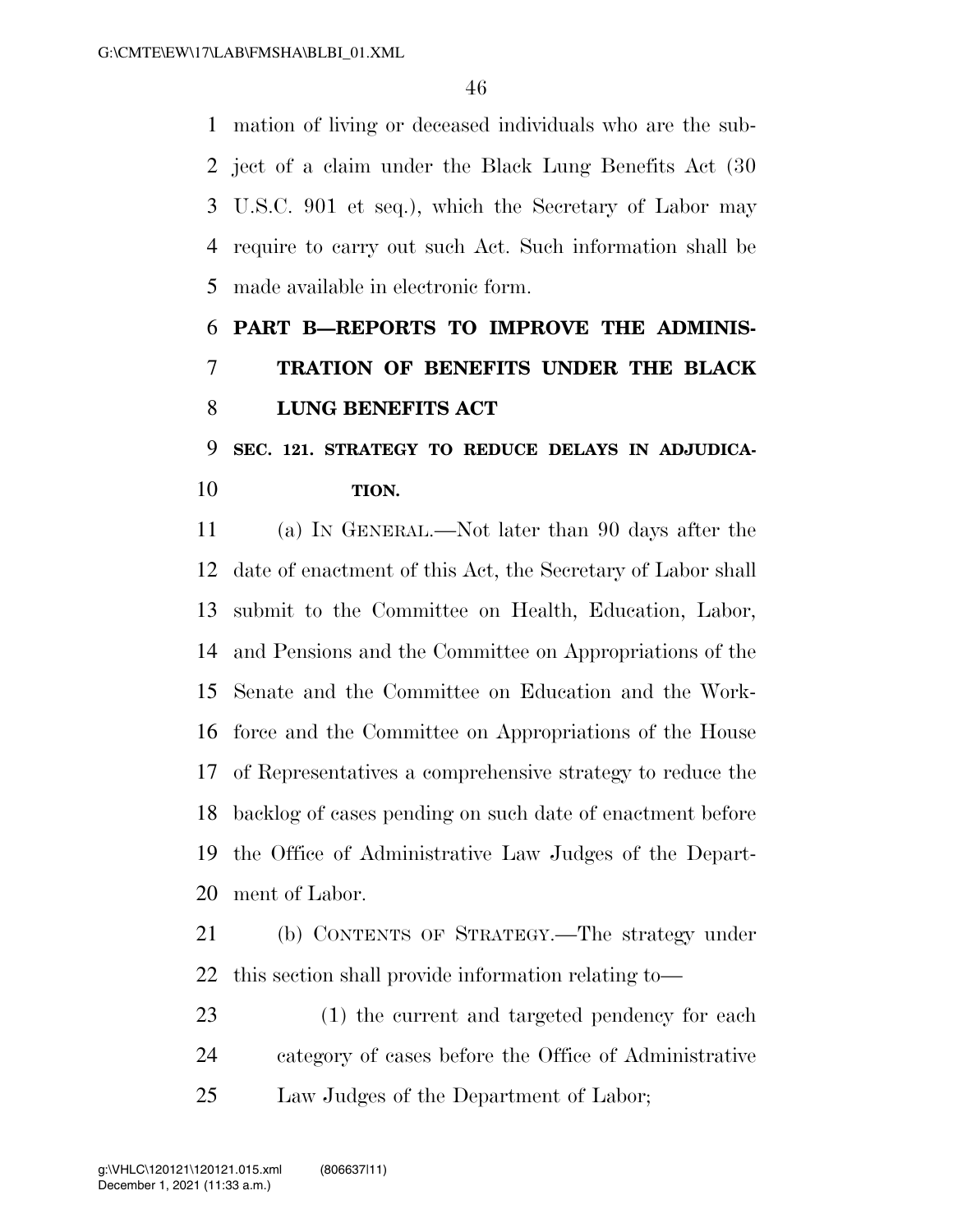mation of living or deceased individuals who are the subject of a claim under the Black Lung Benefits Act (30 U.S.C. 901 et seq.), which the Secretary of Labor may require to carry out such Act. Such information shall be made available in electronic form.

## PART B—REPORTS TO IMPROVE THE ADMINISTRATION OF BENEFITS UNDER THE BLACK LUNG BENEFITS ACT

### SEC. 121. STRATEGY TO REDUCE DELAYS IN ADJUDICATION.

(a) IN GENERAL.—Not later than 90 days after the date of enactment of this Act, the Secretary of Labor shall submit to the Committee on Health, Education, Labor, and Pensions and the Committee on Appropriations of the Senate and the Committee on Education and the Workforce and the Committee on Appropriations of the House of Representatives a comprehensive strategy to reduce the backlog of cases pending on such date of enactment before the Office of Administrative Law Judges of the Department of Labor.

(b) CONTENTS OF STRATEGY.—The strategy under this section shall provide information relating to—

(1) the current and targeted pendency for each category of cases before the Office of Administrative Law Judges of the Department of Labor;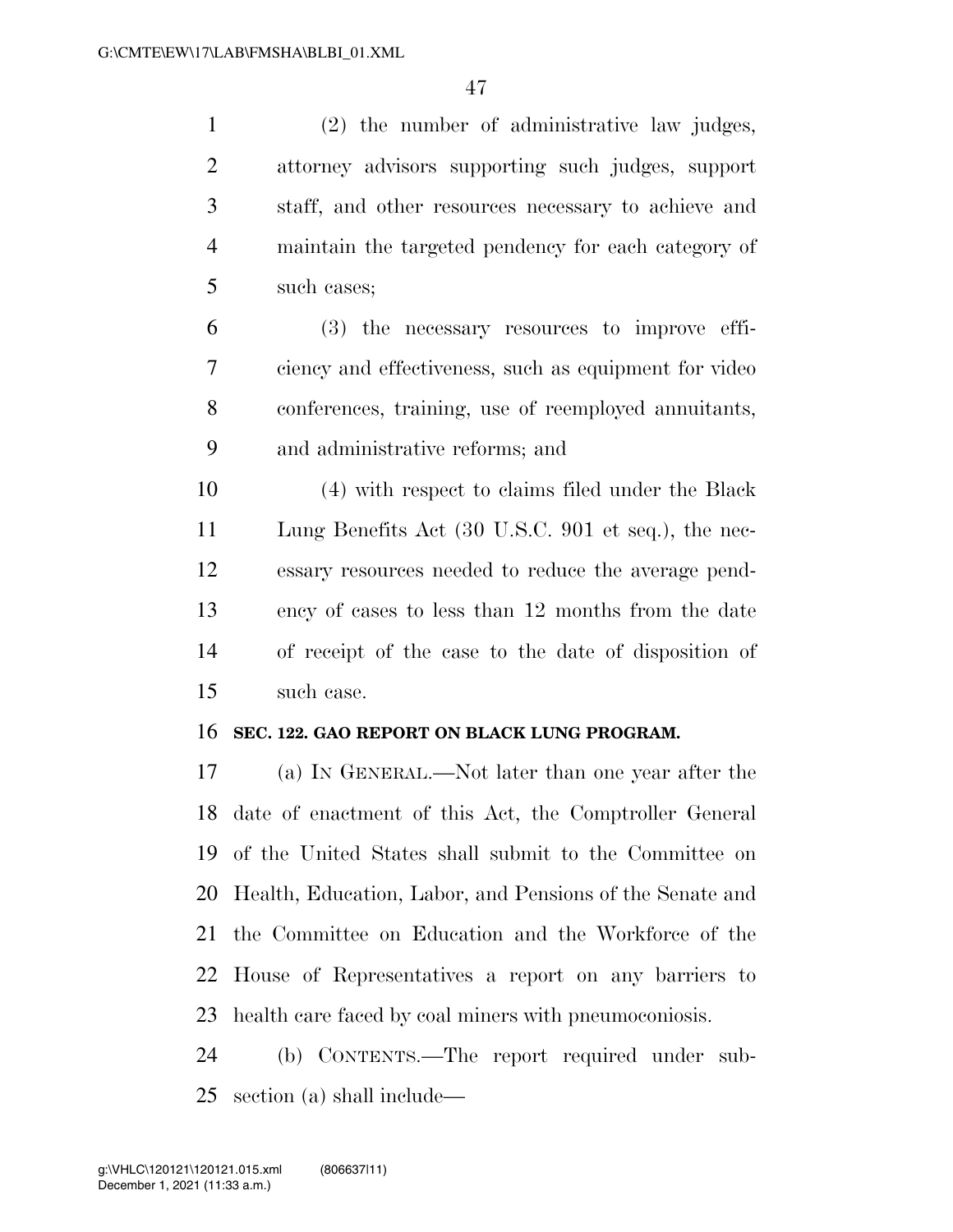(2) the number of administrative law judges, attorney advisors supporting such judges, support staff, and other resources necessary to achieve and maintain the targeted pendency for each category of such cases;

(3) the necessary resources to improve efficiency and effectiveness, such as equipment for video conferences, training, use of reemployed annuitants, and administrative reforms; and

(4) with respect to claims filed under the Black Lung Benefits Act (30 U.S.C. 901 et seq.), the necessary resources needed to reduce the average pendency of cases to less than 12 months from the date of receipt of the case to the date of disposition of such case.

**SEC. 122. GAO REPORT ON BLACK LUNG PROGRAM.**

(a) IN GENERAL.—Not later than one year after the date of enactment of this Act, the Comptroller General of the United States shall submit to the Committee on Health, Education, Labor, and Pensions of the Senate and the Committee on Education and the Workforce of the House of Representatives a report on any barriers to health care faced by coal miners with pneumoconiosis.

(b) CONTENTS.—The report required under subsection (a) shall include—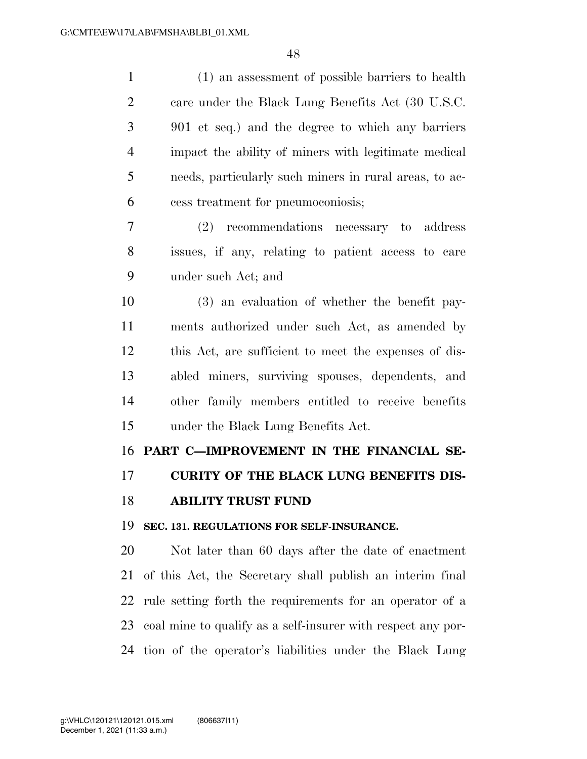(1) an assessment of possible barriers to health care under the Black Lung Benefits Act (30 U.S.C. 901 et seq.) and the degree to which any barriers impact the ability of miners with legitimate medical needs, particularly such miners in rural areas, to access treatment for pneumoconiosis;

(2) recommendations necessary to address issues, if any, relating to patient access to care under such Act; and

(3) an evaluation of whether the benefit payments authorized under such Act, as amended by this Act, are sufficient to meet the expenses of disabled miners, surviving spouses, dependents, and other family members entitled to receive benefits under the Black Lung Benefits Act.

## PART C—IMPROVEMENT IN THE FINANCIAL SECURITY OF THE BLACK LUNG BENEFITS DISABILITY TRUST FUND

### SEC. 131. REGULATIONS FOR SELF-INSURANCE.

Not later than 60 days after the date of enactment of this Act, the Secretary shall publish an interim final rule setting forth the requirements for an operator of a coal mine to qualify as a self-insurer with respect any portion of the operator's liabilities under the Black Lung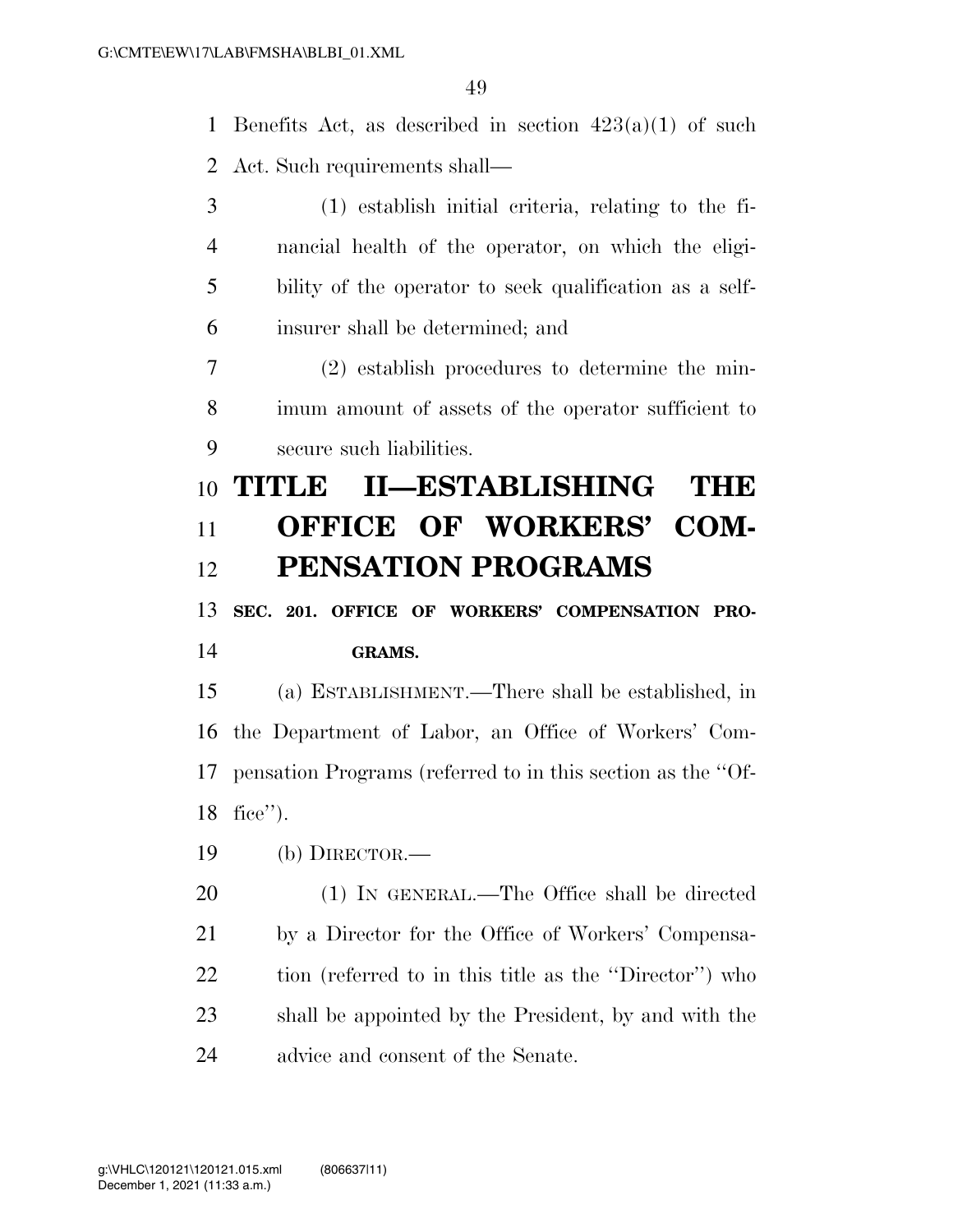Benefits Act, as described in section 423(a)(1) of such Act. Such requirements shall—

(1) establish initial criteria, relating to the financial health of the operator, on which the eligibility of the operator to seek qualification as a self-insurer shall be determined; and

(2) establish procedures to determine the minimum amount of assets of the operator sufficient to secure such liabilities.

# TITLE II—ESTABLISHING THE OFFICE OF WORKERS' COMPENSATION PROGRAMS

### SEC. 201. OFFICE OF WORKERS' COMPENSATION PROGRAMS.

(a) ESTABLISHMENT.—There shall be established, in the Department of Labor, an Office of Workers' Compensation Programs (referred to in this section as the "Office").

(b) DIRECTOR.—

(1) IN GENERAL.—The Office shall be directed by a Director for the Office of Workers' Compensation (referred to in this title as the "Director") who shall be appointed by the President, by and with the advice and consent of the Senate.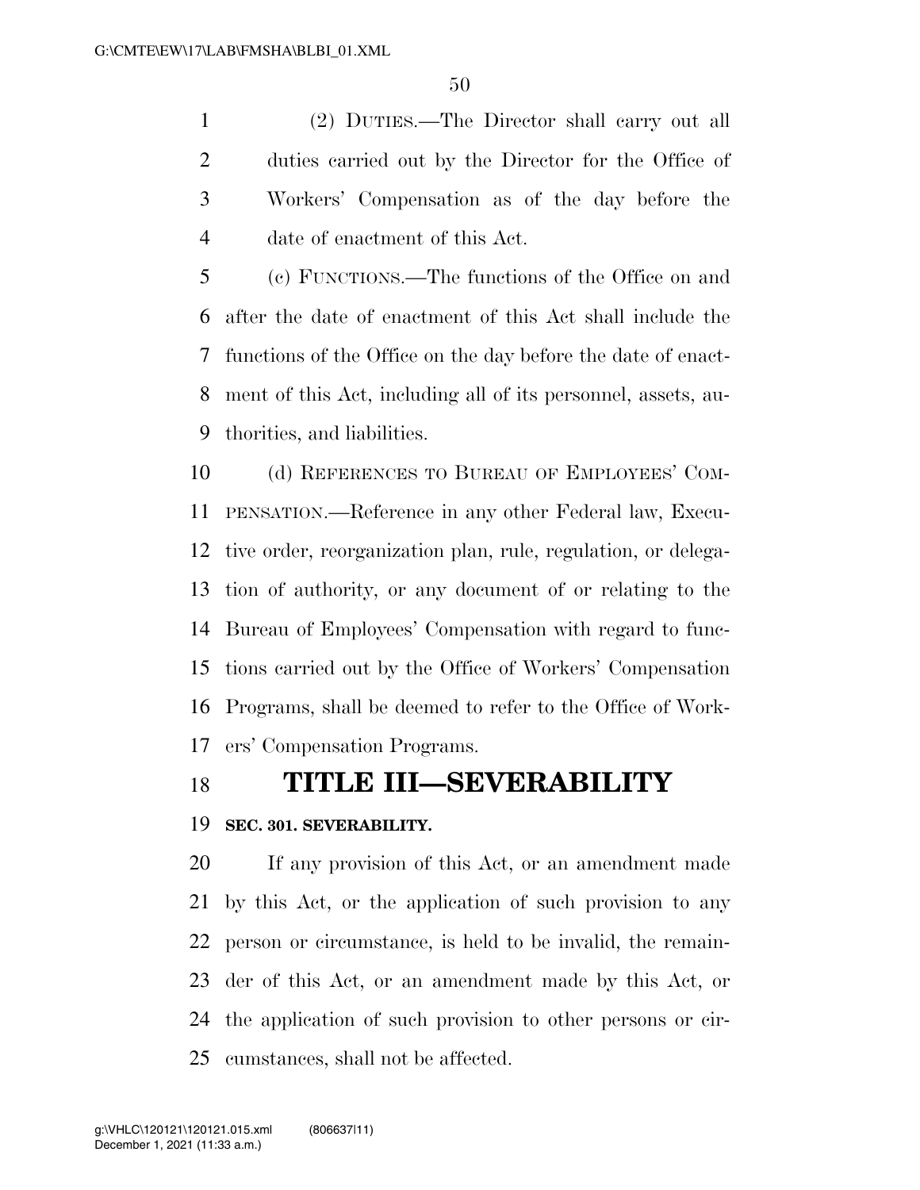(2) DUTIES.—The Director shall carry out all duties carried out by the Director for the Office of Workers' Compensation as of the day before the date of enactment of this Act.

(c) FUNCTIONS.—The functions of the Office on and after the date of enactment of this Act shall include the functions of the Office on the day before the date of enactment of this Act, including all of its personnel, assets, authorities, and liabilities.

(d) REFERENCES TO BUREAU OF EMPLOYEES' COMPENSATION.—Reference in any other Federal law, Executive order, reorganization plan, rule, regulation, or delegation of authority, or any document of or relating to the Bureau of Employees' Compensation with regard to functions carried out by the Office of Workers' Compensation Programs, shall be deemed to refer to the Office of Workers' Compensation Programs.

# TITLE III—SEVERABILITY

**SEC. 301. SEVERABILITY.**

If any provision of this Act, or an amendment made by this Act, or the application of such provision to any person or circumstance, is held to be invalid, the remainder of this Act, or an amendment made by this Act, or the application of such provision to other persons or circumstances, shall not be affected.